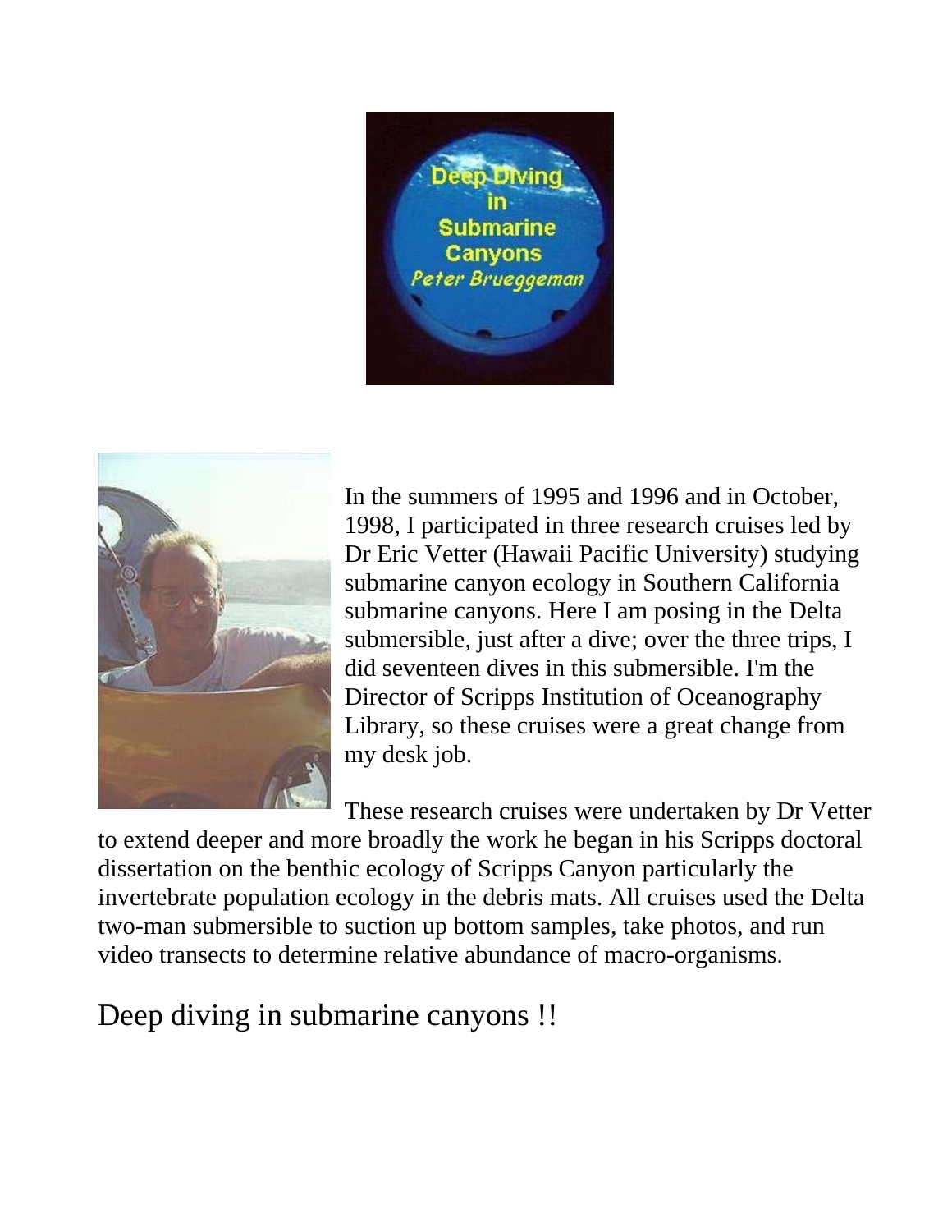In the summers of 1995 and 1996 and in October, 1998, I participated in three research cruises led by Dr Eric Vetter (Hawaii Pacific University) studying submarine canyon ecology in Southern California submarine canyons. Here I am posing in the Delta submersible, just after a dive; over the three trips, I did seventeen dives in this submersible. I'm the Director of Scripps Institution of Oceanography Library, so these cruises were a great change from my desk job.

These research cruises were undertaken by Dr Vetter to extend deeper and more broadly the work he began in his Scripps doctoral dissertation on the benthic ecology of Scripps Canyon particularly the invertebrate population ecology in the debris mats. All cruises used the Delta two-man submersible to suction up bottom samples, take photos, and run video transects to determine relative abundance of macro-organisms.

# Deep diving in submarine canyons !!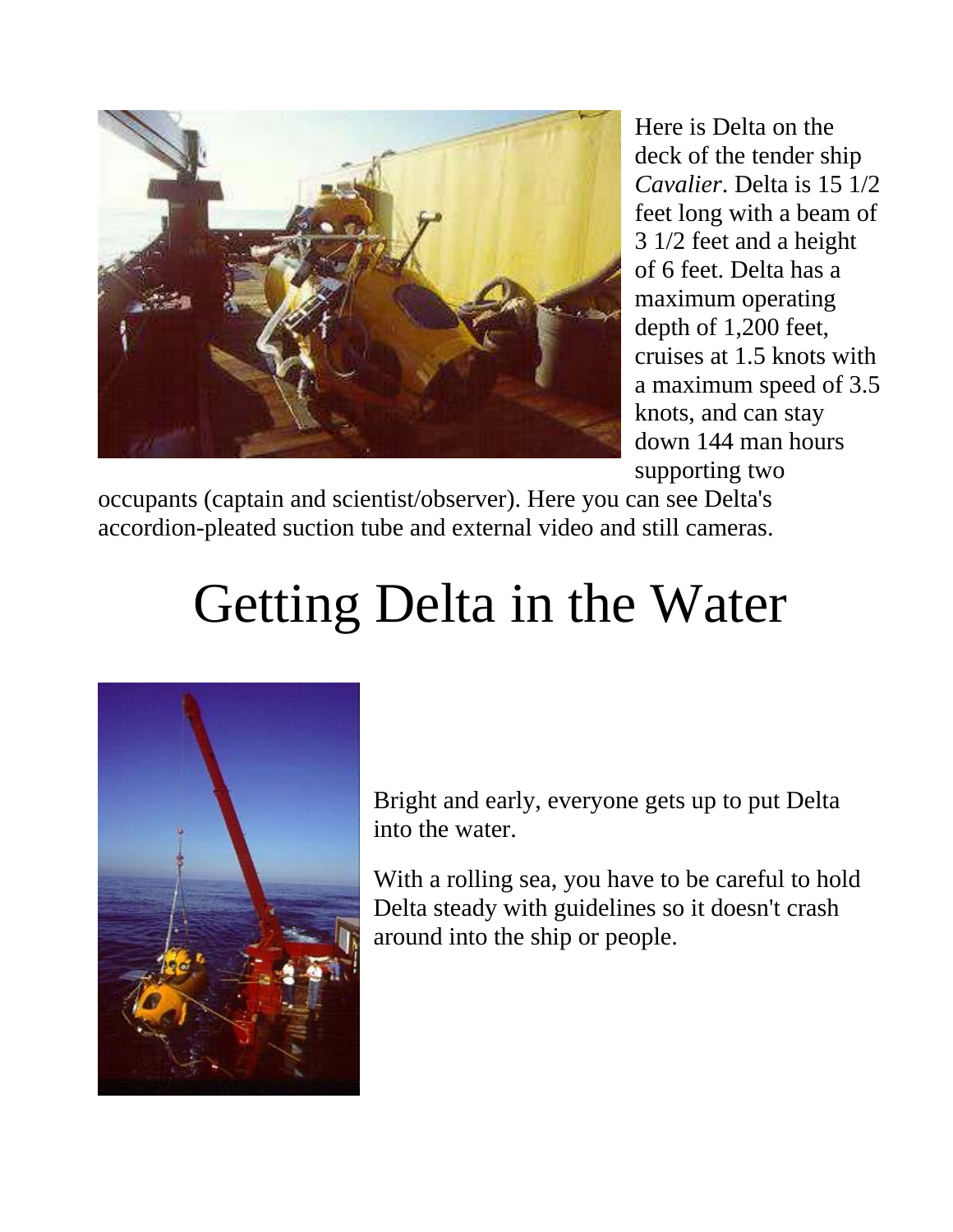Here is Delta on the deck of the tender ship *Cavalier*. Delta is 15 1/2 feet long with a beam of 3 1/2 feet and a height of 6 feet. Delta has a maximum operating depth of 1,200 feet, cruises at 1.5 knots with a maximum speed of 3.5 knots, and can stay down 144 man hours supporting two occupants (captain and scientist/observer). Here you can see Delta's accordion-pleated suction tube and external video and still cameras.

# Getting Delta in the Water

Bright and early, everyone gets up to put Delta into the water.

With a rolling sea, you have to be careful to hold Delta steady with guidelines so it doesn't crash around into the ship or people.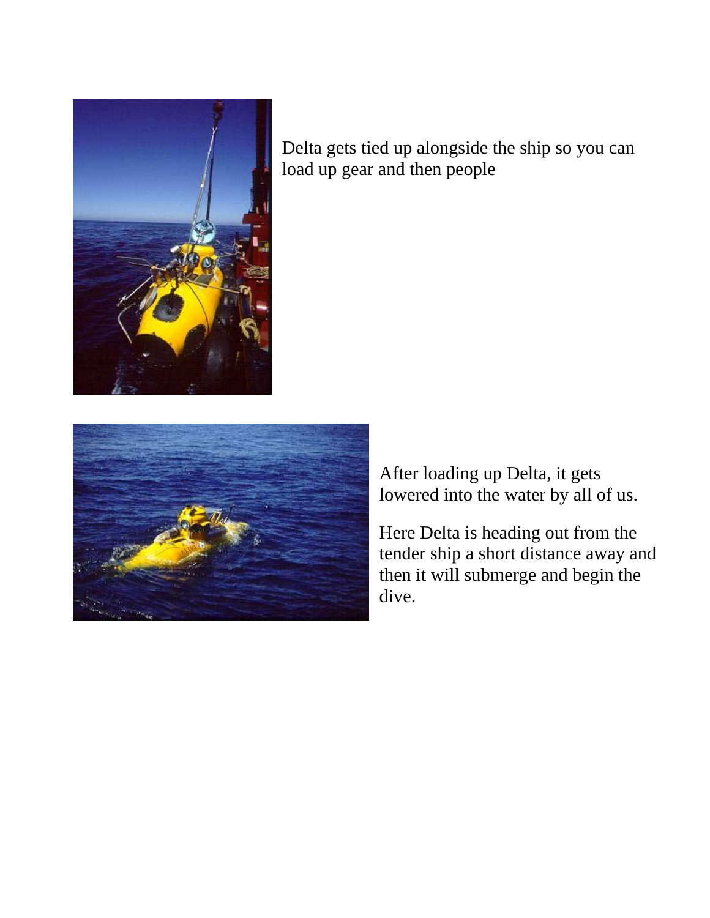Delta gets tied up alongside the ship so you can load up gear and then people

After loading up Delta, it gets lowered into the water by all of us.

Here Delta is heading out from the tender ship a short distance away and then it will submerge and begin the dive.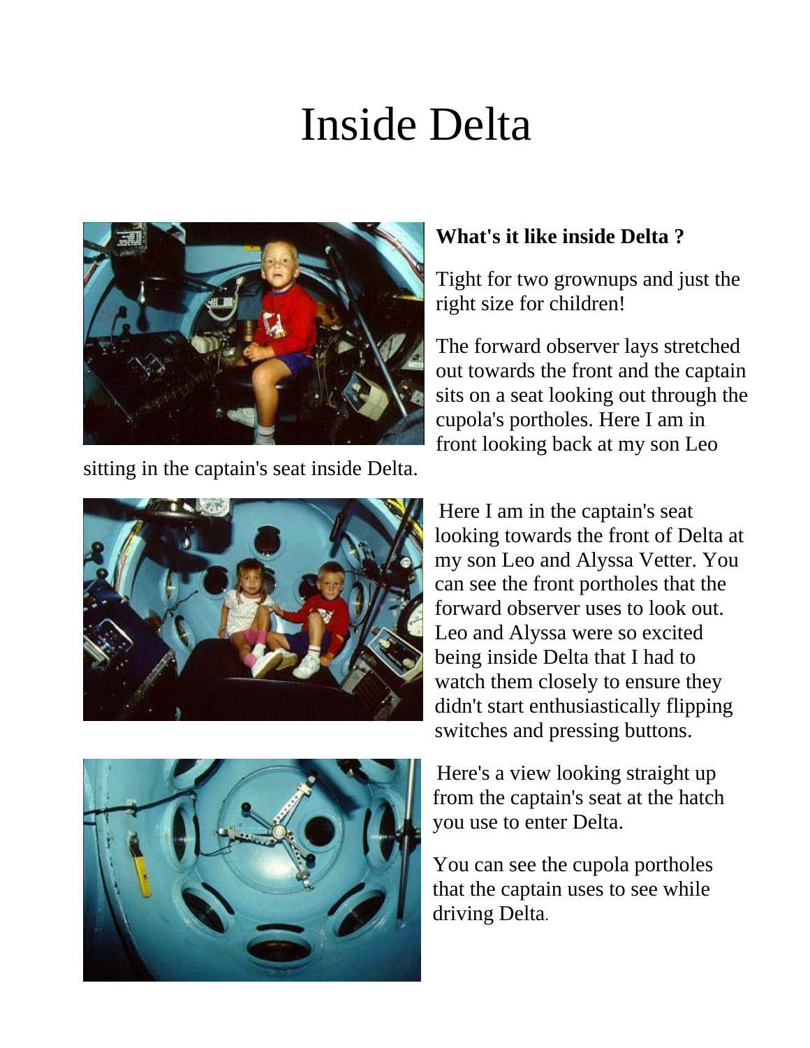# Inside Delta

**What's it like inside Delta ?**

Tight for two grownups and just the right size for children!

The forward observer lays stretched out towards the front and the captain sits on a seat looking out through the cupola's portholes. Here I am in front looking back at my son Leo sitting in the captain's seat inside Delta.

Here I am in the captain's seat looking towards the front of Delta at my son Leo and Alyssa Vetter. You can see the front portholes that the forward observer uses to look out. Leo and Alyssa were so excited being inside Delta that I had to watch them closely to ensure they didn't start enthusiastically flipping switches and pressing buttons.

Here's a view looking straight up from the captain's seat at the hatch you use to enter Delta.

You can see the cupola portholes that the captain uses to see while driving Delta.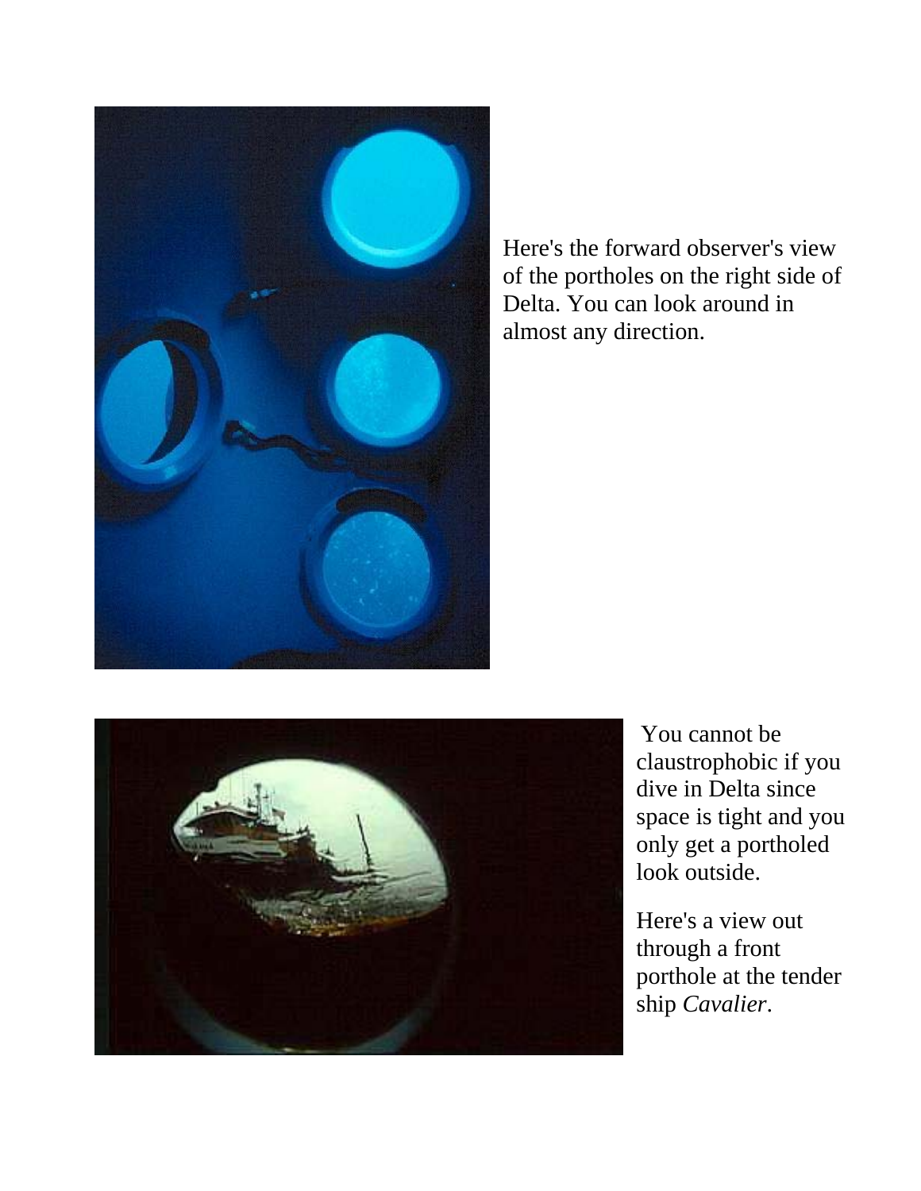Here's the forward observer's view of the portholes on the right side of Delta. You can look around in almost any direction.

You cannot be claustrophobic if you dive in Delta since space is tight and you only get a portholed look outside.

Here's a view out through a front porthole at the tender ship *Cavalier*.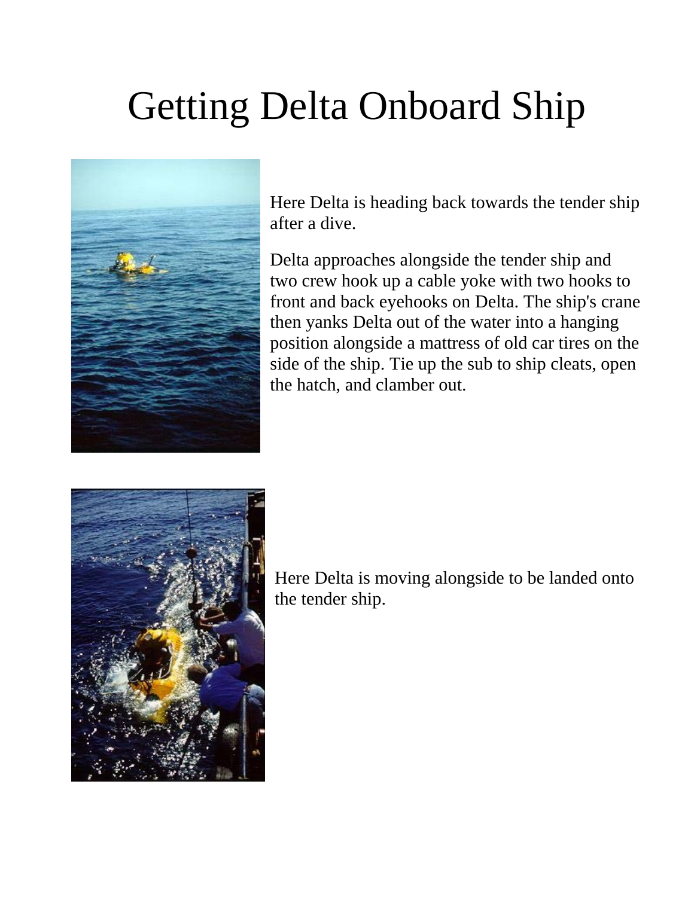# Getting Delta Onboard Ship

Here Delta is heading back towards the tender ship after a dive.

Delta approaches alongside the tender ship and two crew hook up a cable yoke with two hooks to front and back eyehooks on Delta. The ship's crane then yanks Delta out of the water into a hanging position alongside a mattress of old car tires on the side of the ship. Tie up the sub to ship cleats, open the hatch, and clamber out.

Here Delta is moving alongside to be landed onto the tender ship.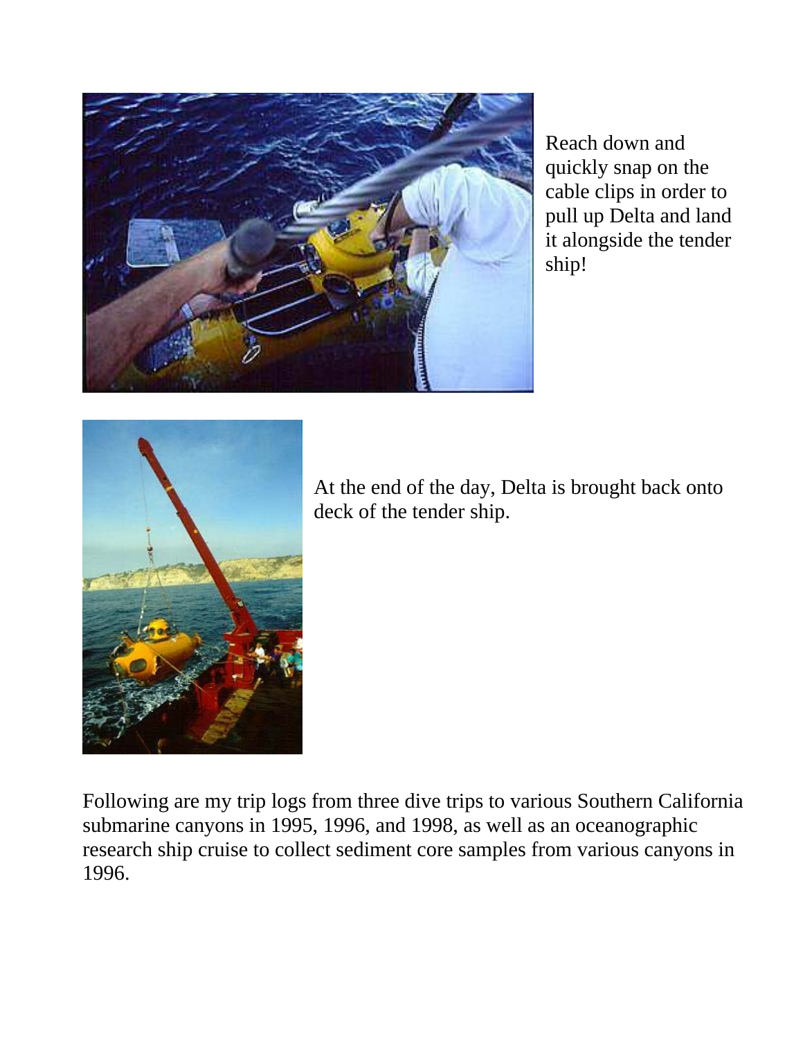Reach down and quickly snap on the cable clips in order to pull up Delta and land it alongside the tender ship!

At the end of the day, Delta is brought back onto deck of the tender ship.

Following are my trip logs from three dive trips to various Southern California submarine canyons in 1995, 1996, and 1998, as well as an oceanographic research ship cruise to collect sediment core samples from various canyons in 1996.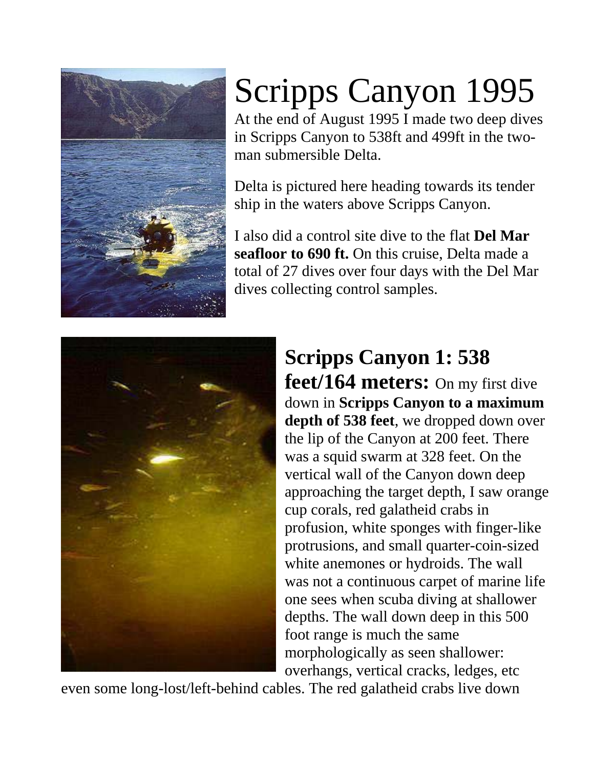# Scripps Canyon 1995

At the end of August 1995 I made two deep dives in Scripps Canyon to 538ft and 499ft in the two-man submersible Delta.

Delta is pictured here heading towards its tender ship in the waters above Scripps Canyon.

I also did a control site dive to the flat **Del Mar seafloor to 690 ft.** On this cruise, Delta made a total of 27 dives over four days with the Del Mar dives collecting control samples.

**Scripps Canyon 1: 538 feet/164 meters:** On my first dive down in **Scripps Canyon to a maximum depth of 538 feet**, we dropped down over the lip of the Canyon at 200 feet. There was a squid swarm at 328 feet. On the vertical wall of the Canyon down deep approaching the target depth, I saw orange cup corals, red galatheid crabs in profusion, white sponges with finger-like protrusions, and small quarter-coin-sized white anemones or hydroids. The wall was not a continuous carpet of marine life one sees when scuba diving at shallower depths. The wall down deep in this 500 foot range is much the same morphologically as seen shallower: overhangs, vertical cracks, ledges, etc even some long-lost/left-behind cables. The red galatheid crabs live down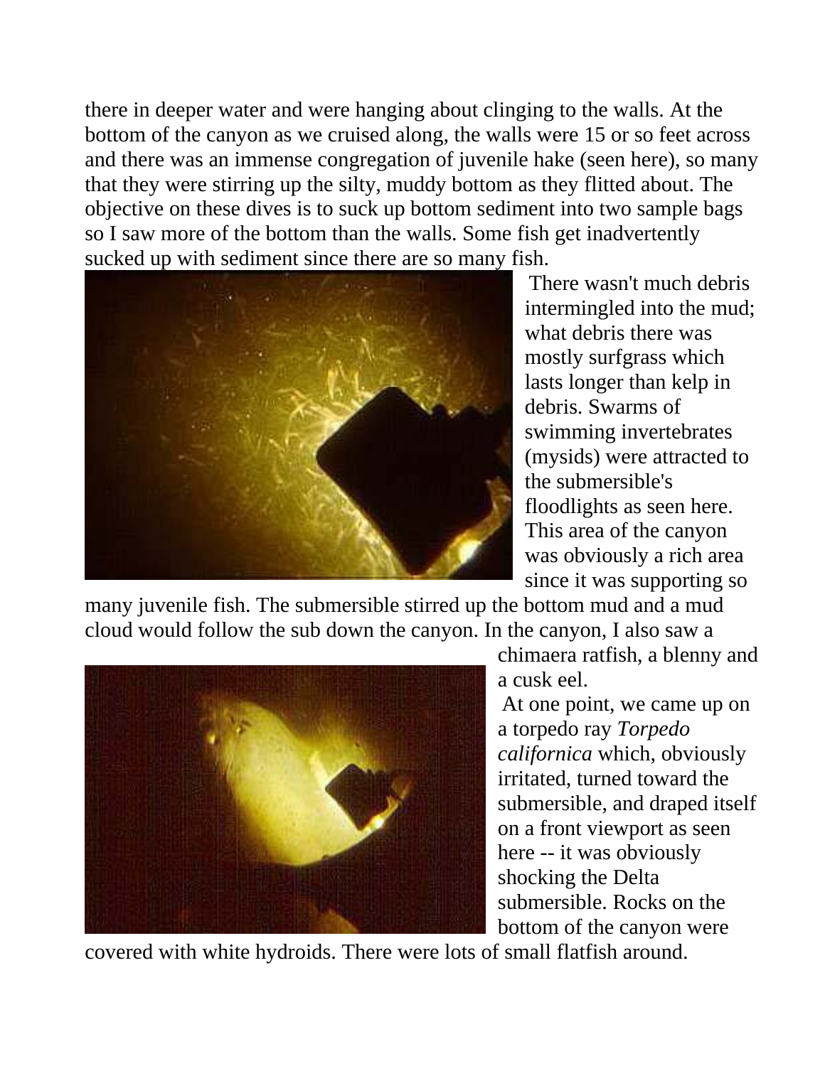there in deeper water and were hanging about clinging to the walls. At the bottom of the canyon as we cruised along, the walls were 15 or so feet across and there was an immense congregation of juvenile hake (seen here), so many that they were stirring up the silty, muddy bottom as they flitted about. The objective on these dives is to suck up bottom sediment into two sample bags so I saw more of the bottom than the walls. Some fish get inadvertently sucked up with sediment since there are so many fish.

There wasn't much debris intermingled into the mud; what debris there was mostly surfgrass which lasts longer than kelp in debris. Swarms of swimming invertebrates (mysids) were attracted to the submersible's floodlights as seen here. This area of the canyon was obviously a rich area since it was supporting so many juvenile fish. The submersible stirred up the bottom mud and a mud cloud would follow the sub down the canyon. In the canyon, I also saw a chimaera ratfish, a blenny and a cusk eel.

At one point, we came up on a torpedo ray *Torpedo californica* which, obviously irritated, turned toward the submersible, and draped itself on a front viewport as seen here -- it was obviously shocking the Delta submersible. Rocks on the bottom of the canyon were covered with white hydroids. There were lots of small flatfish around.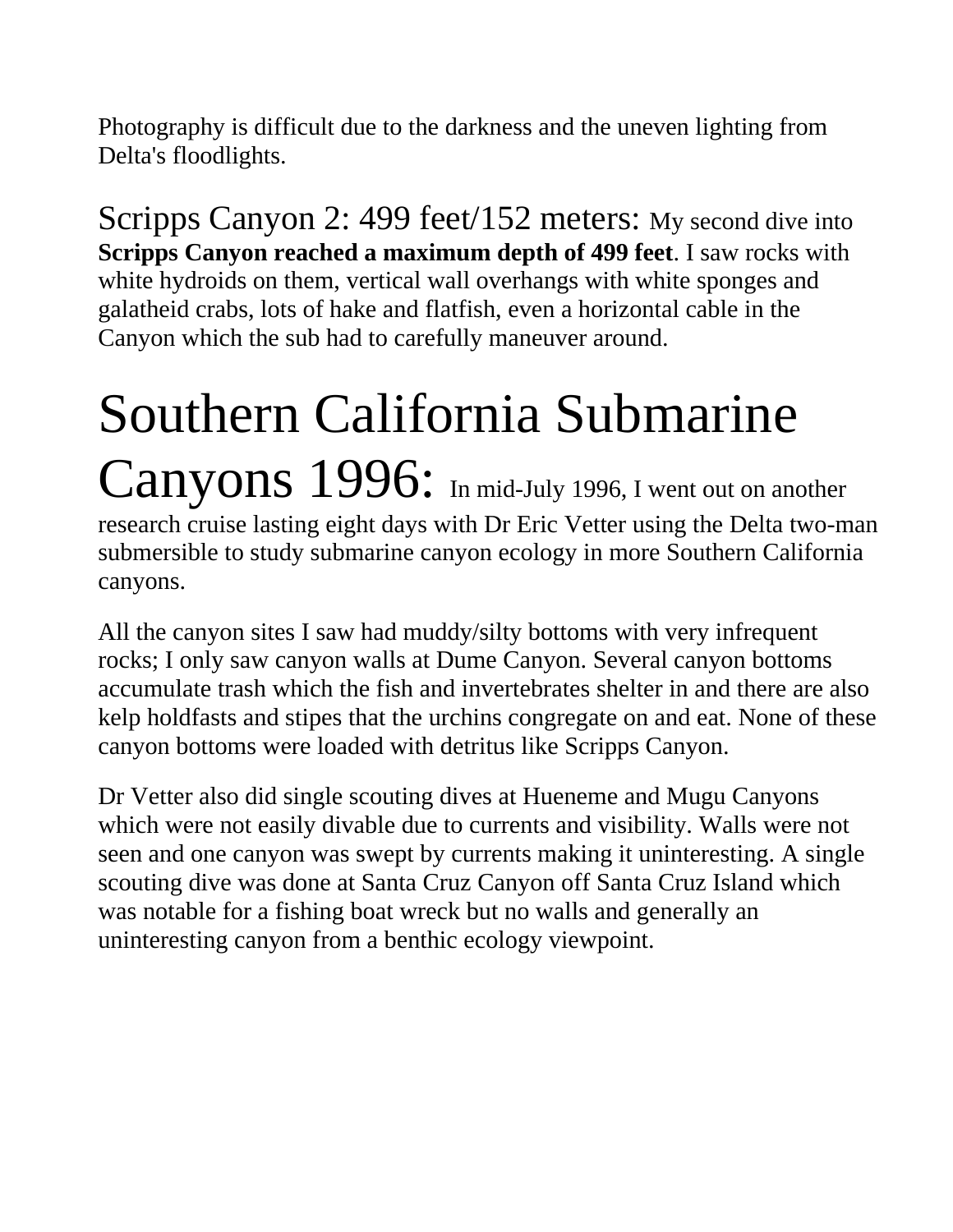Photography is difficult due to the darkness and the uneven lighting from Delta's floodlights.

### Scripps Canyon 2: 499 feet/152 meters:

My second dive into **Scripps Canyon reached a maximum depth of 499 feet**. I saw rocks with white hydroids on them, vertical wall overhangs with white sponges and galatheid crabs, lots of hake and flatfish, even a horizontal cable in the Canyon which the sub had to carefully maneuver around.

# Southern California Submarine Canyons 1996:

In mid-July 1996, I went out on another research cruise lasting eight days with Dr Eric Vetter using the Delta two-man submersible to study submarine canyon ecology in more Southern California canyons.

All the canyon sites I saw had muddy/silty bottoms with very infrequent rocks; I only saw canyon walls at Dume Canyon. Several canyon bottoms accumulate trash which the fish and invertebrates shelter in and there are also kelp holdfasts and stipes that the urchins congregate on and eat. None of these canyon bottoms were loaded with detritus like Scripps Canyon.

Dr Vetter also did single scouting dives at Hueneme and Mugu Canyons which were not easily divable due to currents and visibility. Walls were not seen and one canyon was swept by currents making it uninteresting. A single scouting dive was done at Santa Cruz Canyon off Santa Cruz Island which was notable for a fishing boat wreck but no walls and generally an uninteresting canyon from a benthic ecology viewpoint.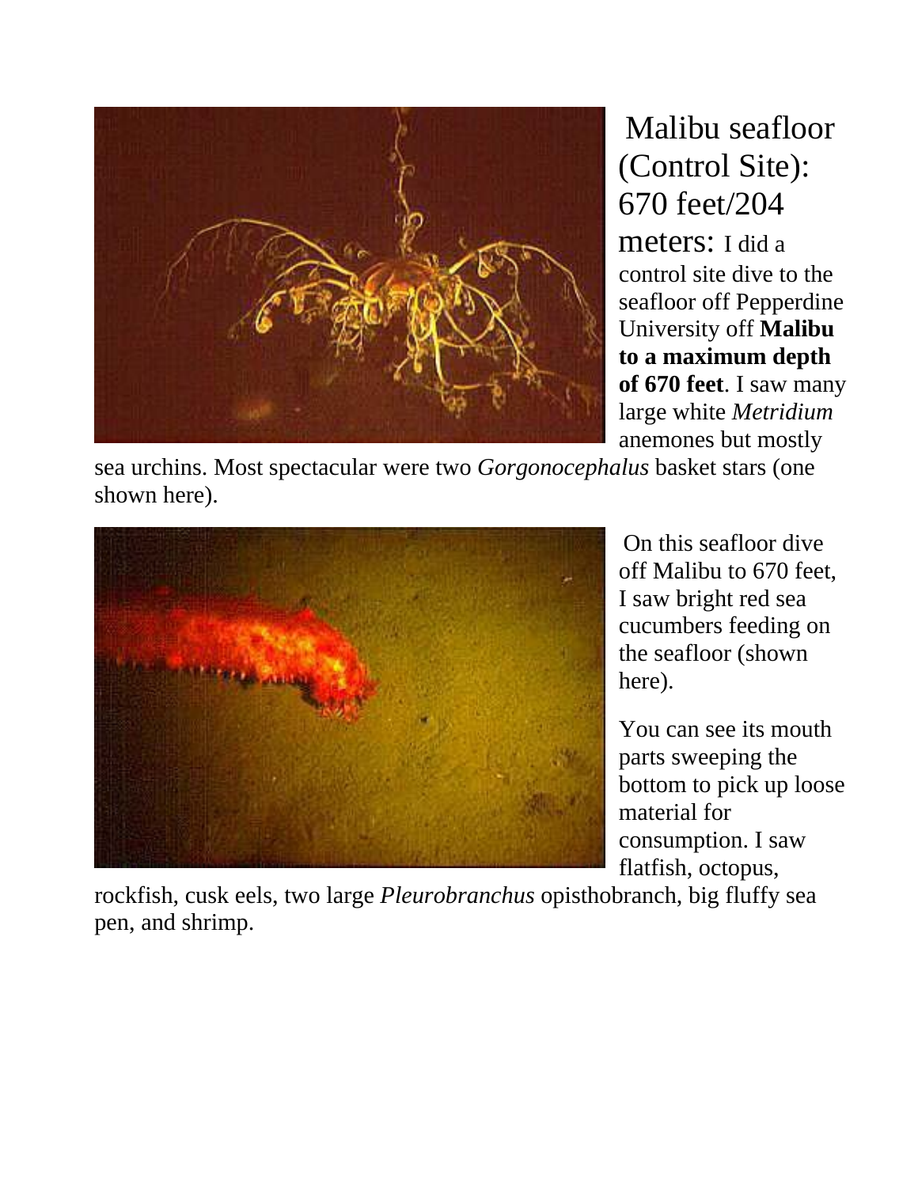Malibu seafloor (Control Site): 670 feet/204 meters: I did a control site dive to the seafloor off Pepperdine University off **Malibu to a maximum depth of 670 feet**. I saw many large white *Metridium* anemones but mostly sea urchins. Most spectacular were two *Gorgonocephalus* basket stars (one shown here).

On this seafloor dive off Malibu to 670 feet, I saw bright red sea cucumbers feeding on the seafloor (shown here).

You can see its mouth parts sweeping the bottom to pick up loose material for consumption. I saw flatfish, octopus, rockfish, cusk eels, two large *Pleurobranchus* opisthobranch, big fluffy sea pen, and shrimp.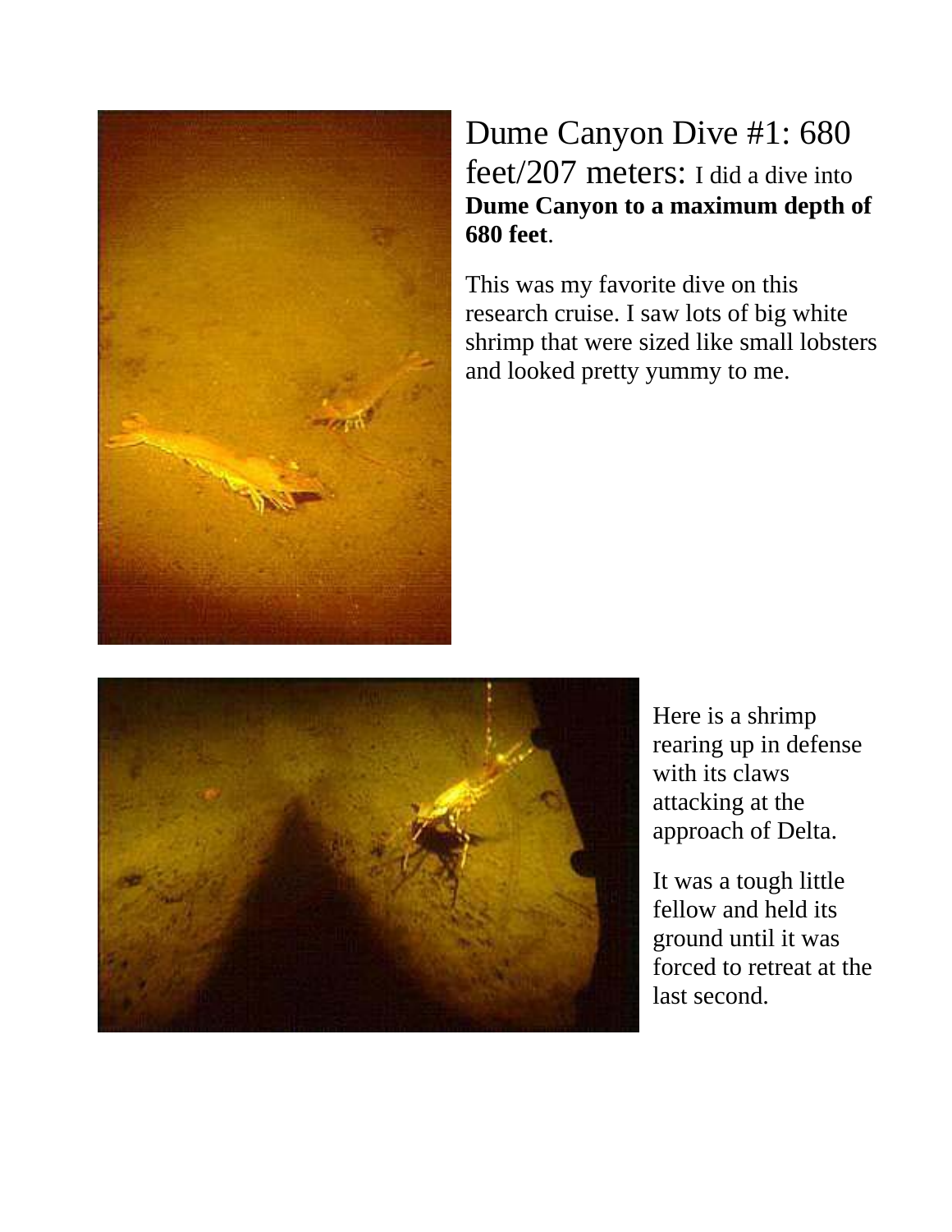Dume Canyon Dive #1: 680 feet/207 meters: I did a dive into **Dume Canyon to a maximum depth of 680 feet**.

This was my favorite dive on this research cruise. I saw lots of big white shrimp that were sized like small lobsters and looked pretty yummy to me.

Here is a shrimp rearing up in defense with its claws attacking at the approach of Delta.

It was a tough little fellow and held its ground until it was forced to retreat at the last second.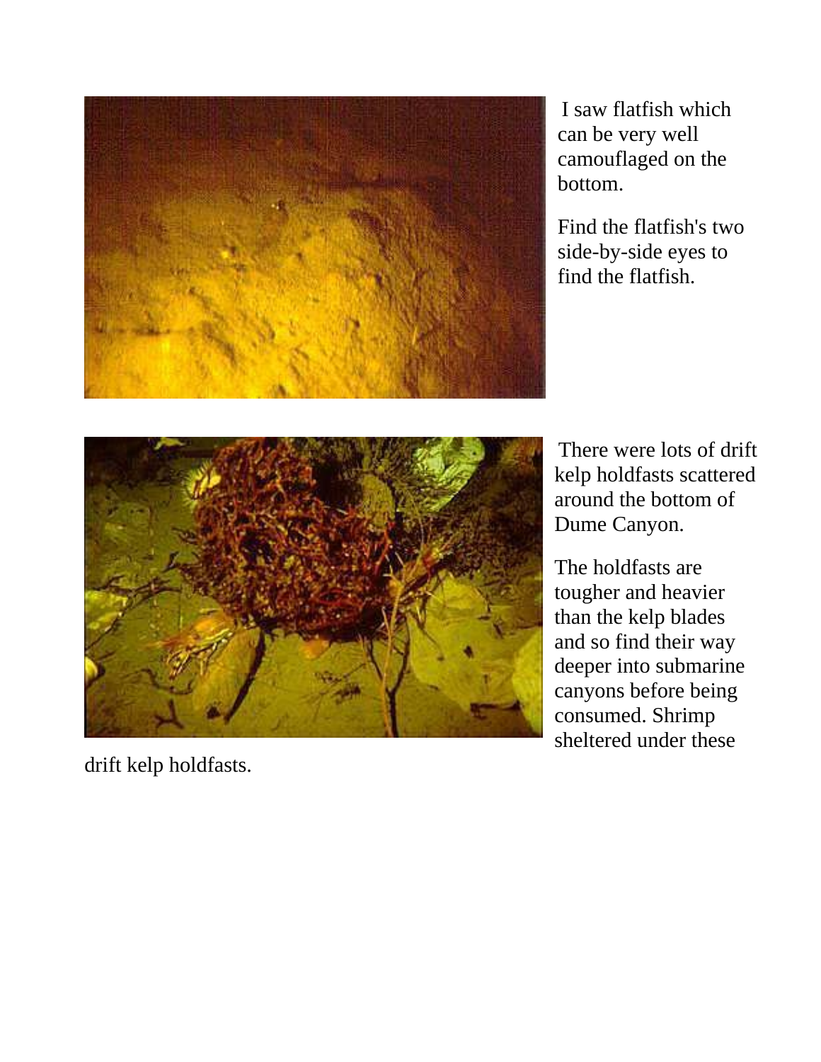I saw flatfish which can be very well camouflaged on the bottom.

Find the flatfish's two side-by-side eyes to find the flatfish.

There were lots of drift kelp holdfasts scattered around the bottom of Dume Canyon.

The holdfasts are tougher and heavier than the kelp blades and so find their way deeper into submarine canyons before being consumed. Shrimp sheltered under these drift kelp holdfasts.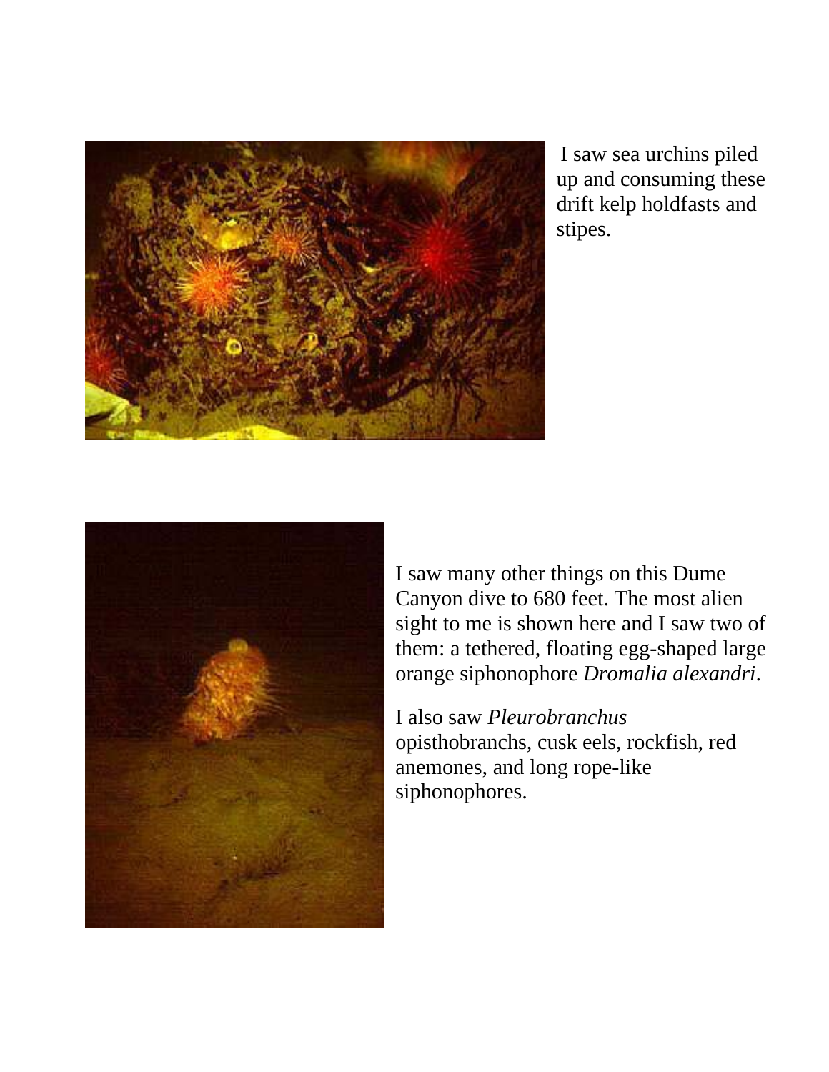I saw sea urchins piled up and consuming these drift kelp holdfasts and stipes.

I saw many other things on this Dume Canyon dive to 680 feet. The most alien sight to me is shown here and I saw two of them: a tethered, floating egg-shaped large orange siphonophore *Dromalia alexandri*.

I also saw *Pleurobranchus* opisthobranchs, cusk eels, rockfish, red anemones, and long rope-like siphonophores.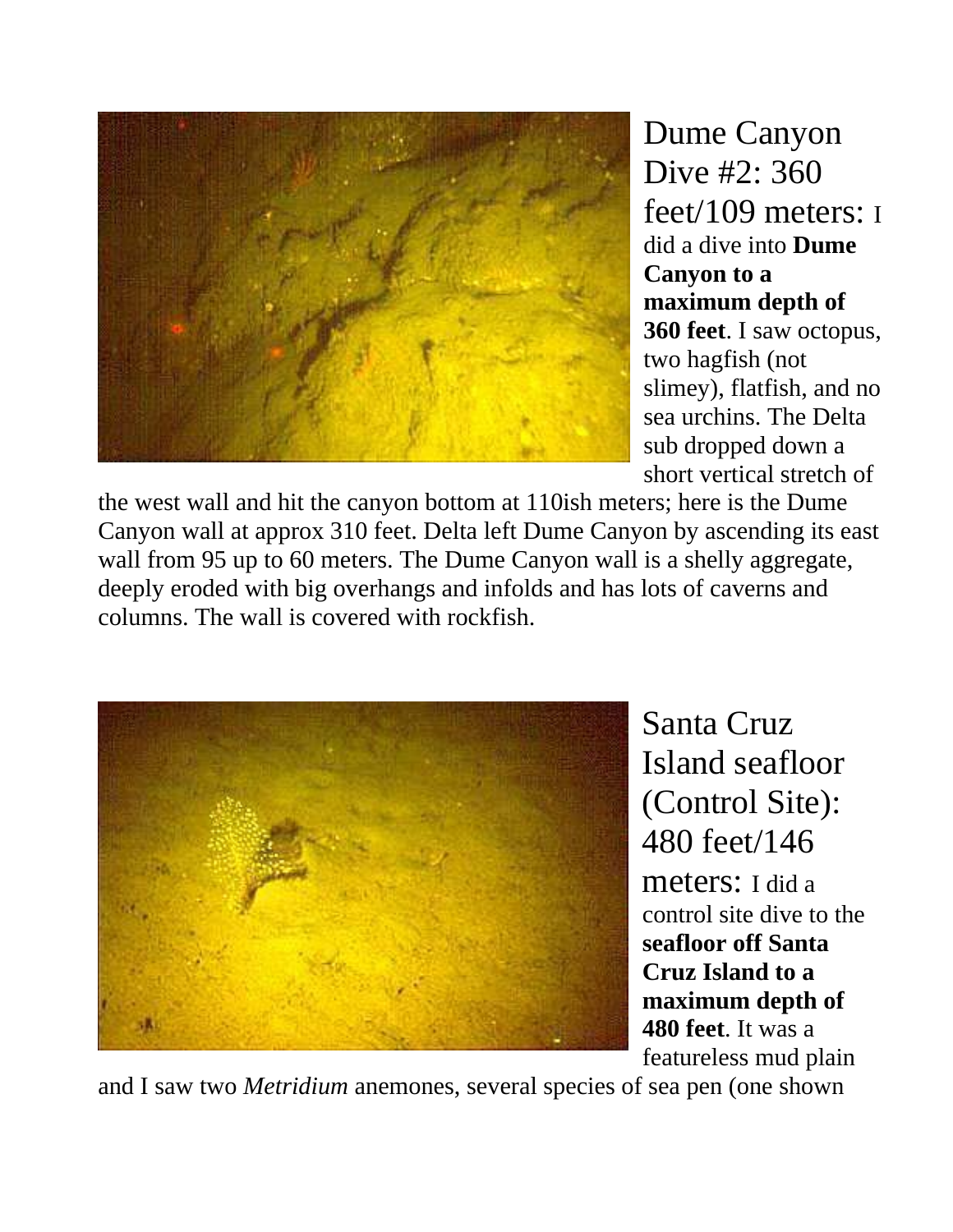Dume Canyon Dive #2: 360 feet/109 meters: I did a dive into **Dume Canyon to a maximum depth of 360 feet**. I saw octopus, two hagfish (not slimey), flatfish, and no sea urchins. The Delta sub dropped down a short vertical stretch of the west wall and hit the canyon bottom at 110ish meters; here is the Dume Canyon wall at approx 310 feet. Delta left Dume Canyon by ascending its east wall from 95 up to 60 meters. The Dume Canyon wall is a shelly aggregate, deeply eroded with big overhangs and infolds and has lots of caverns and columns. The wall is covered with rockfish.

Santa Cruz Island seafloor (Control Site): 480 feet/146 meters: I did a control site dive to the **seafloor off Santa Cruz Island to a maximum depth of 480 feet**. It was a featureless mud plain and I saw two *Metridium* anemones, several species of sea pen (one shown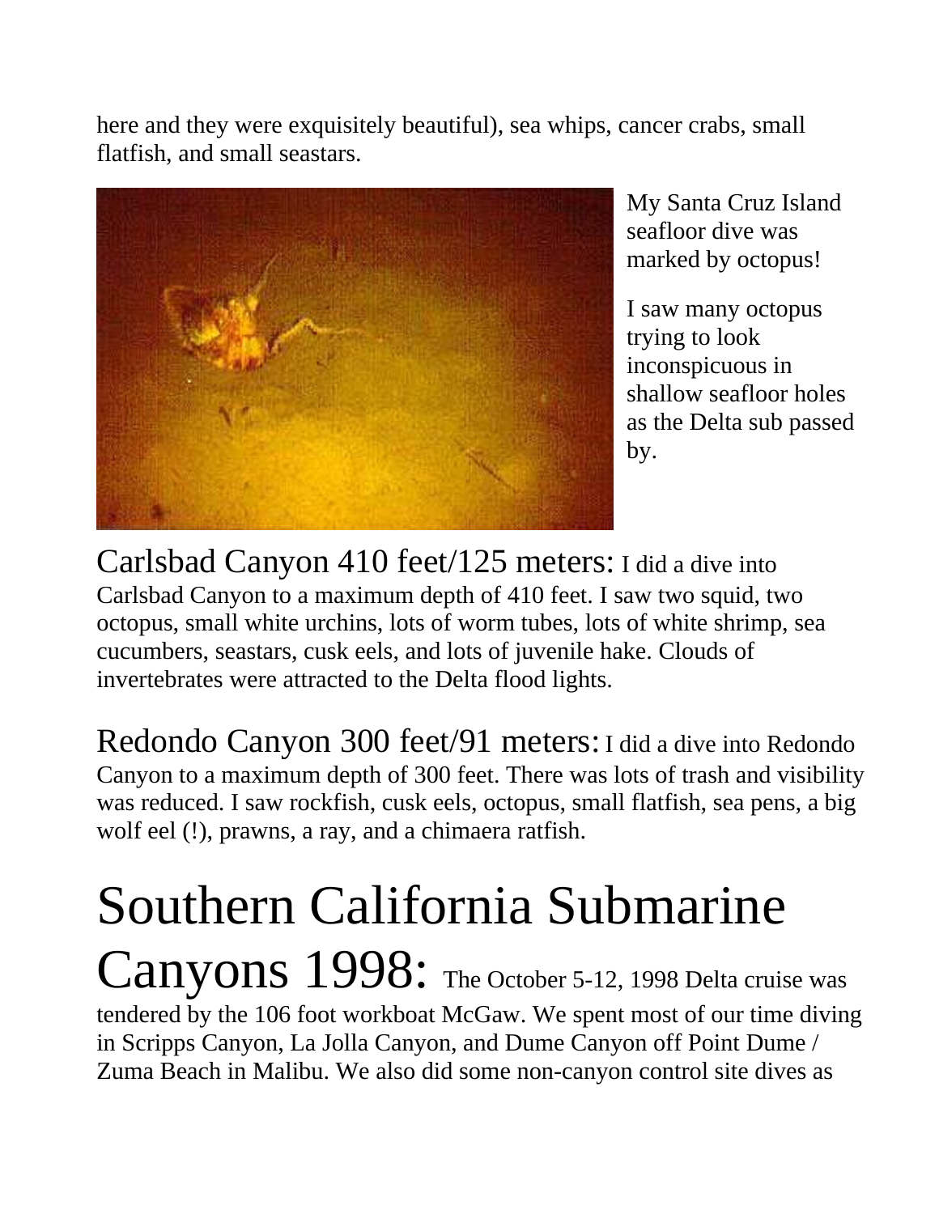here and they were exquisitely beautiful), sea whips, cancer crabs, small flatfish, and small seastars.

My Santa Cruz Island seafloor dive was marked by octopus!

I saw many octopus trying to look inconspicuous in shallow seafloor holes as the Delta sub passed by.

Carlsbad Canyon 410 feet/125 meters: I did a dive into Carlsbad Canyon to a maximum depth of 410 feet. I saw two squid, two octopus, small white urchins, lots of worm tubes, lots of white shrimp, sea cucumbers, seastars, cusk eels, and lots of juvenile hake. Clouds of invertebrates were attracted to the Delta flood lights.

Redondo Canyon 300 feet/91 meters: I did a dive into Redondo Canyon to a maximum depth of 300 feet. There was lots of trash and visibility was reduced. I saw rockfish, cusk eels, octopus, small flatfish, sea pens, a big wolf eel (!), prawns, a ray, and a chimaera ratfish.

# Southern California Submarine Canyons 1998:

The October 5-12, 1998 Delta cruise was tendered by the 106 foot workboat McGaw. We spent most of our time diving in Scripps Canyon, La Jolla Canyon, and Dume Canyon off Point Dume / Zuma Beach in Malibu. We also did some non-canyon control site dives as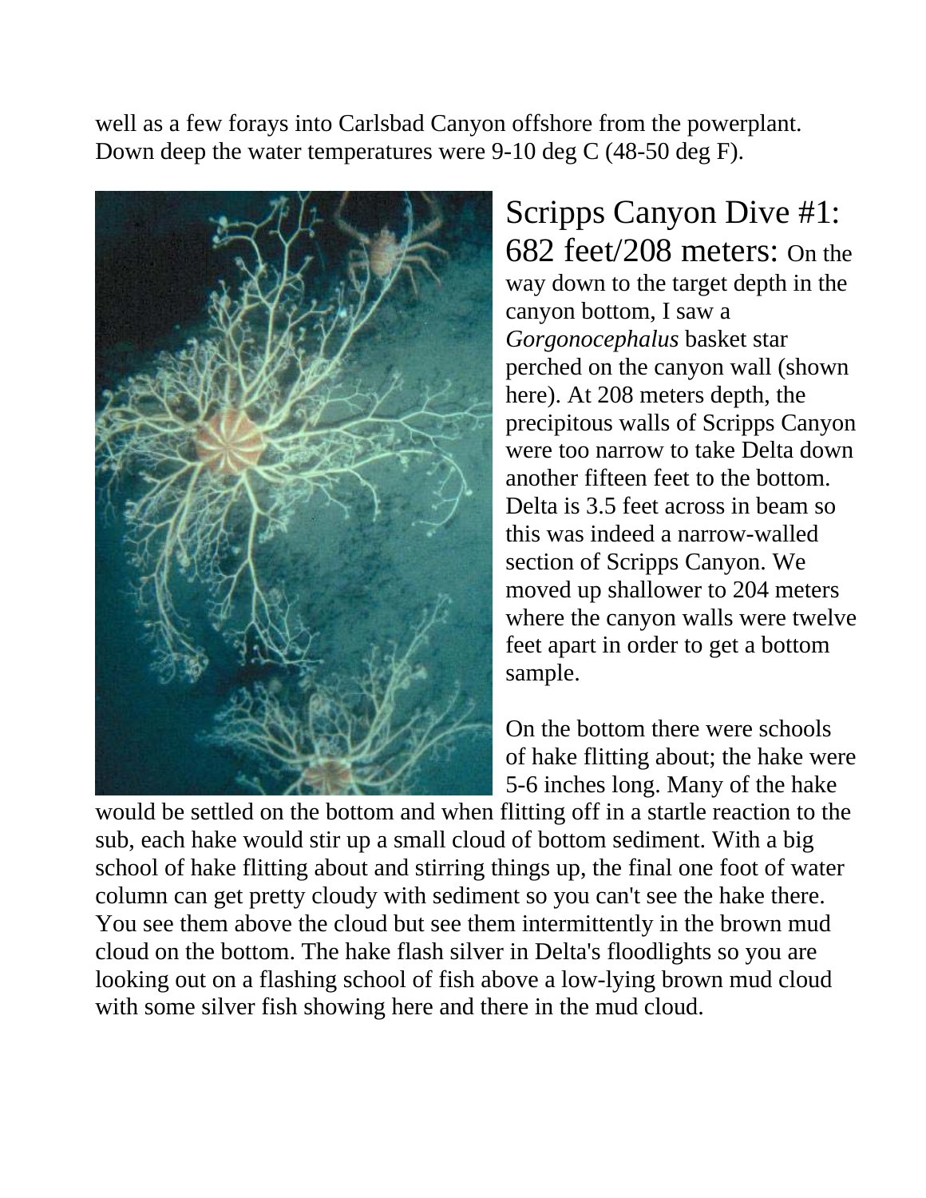well as a few forays into Carlsbad Canyon offshore from the powerplant. Down deep the water temperatures were 9-10 deg C (48-50 deg F).

## Scripps Canyon Dive #1: 682 feet/208 meters:

On the way down to the target depth in the canyon bottom, I saw a *Gorgonocephalus* basket star perched on the canyon wall (shown here). At 208 meters depth, the precipitous walls of Scripps Canyon were too narrow to take Delta down another fifteen feet to the bottom. Delta is 3.5 feet across in beam so this was indeed a narrow-walled section of Scripps Canyon. We moved up shallower to 204 meters where the canyon walls were twelve feet apart in order to get a bottom sample.

On the bottom there were schools of hake flitting about; the hake were 5-6 inches long. Many of the hake would be settled on the bottom and when flitting off in a startle reaction to the sub, each hake would stir up a small cloud of bottom sediment. With a big school of hake flitting about and stirring things up, the final one foot of water column can get pretty cloudy with sediment so you can't see the hake there. You see them above the cloud but see them intermittently in the brown mud cloud on the bottom. The hake flash silver in Delta's floodlights so you are looking out on a flashing school of fish above a low-lying brown mud cloud with some silver fish showing here and there in the mud cloud.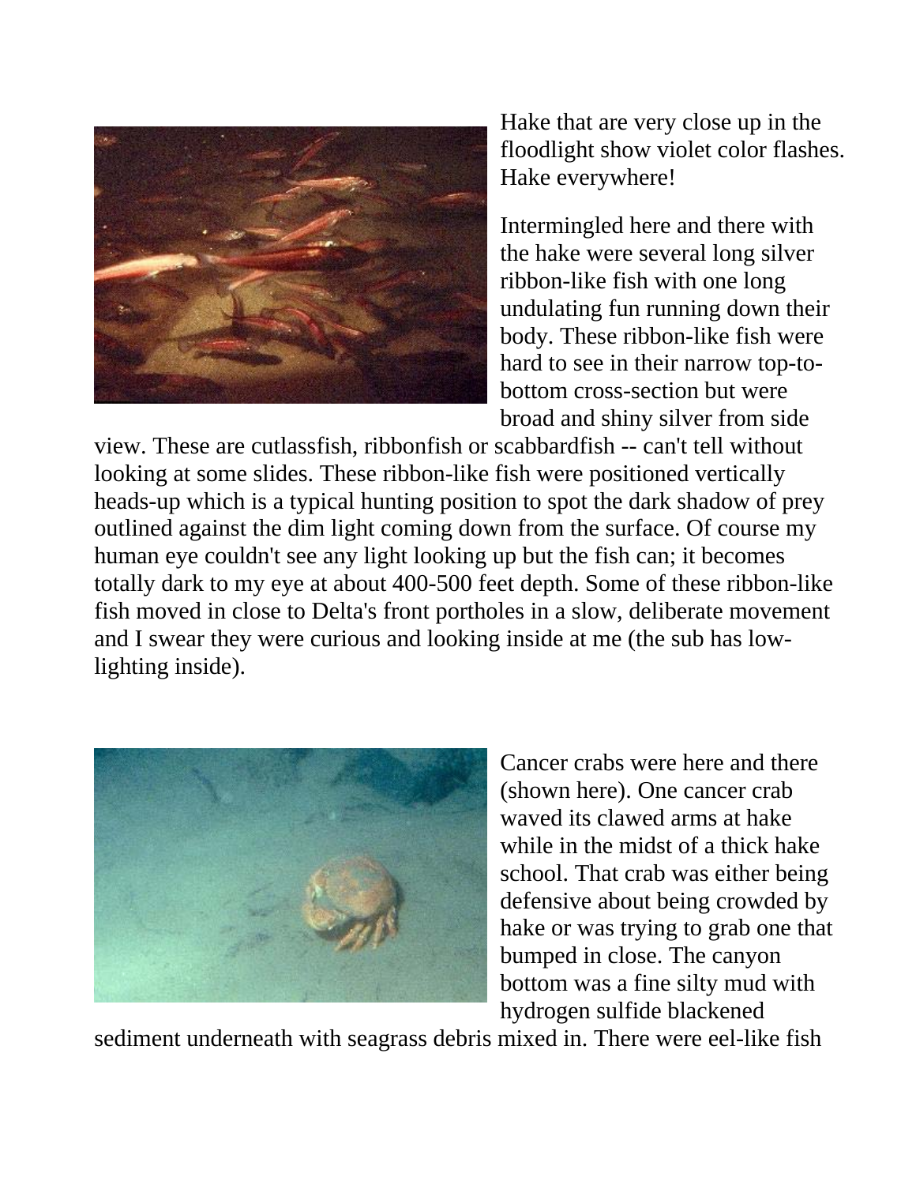Hake that are very close up in the floodlight show violet color flashes. Hake everywhere!

Intermingled here and there with the hake were several long silver ribbon-like fish with one long undulating fun running down their body. These ribbon-like fish were hard to see in their narrow top-to-bottom cross-section but were broad and shiny silver from side view. These are cutlassfish, ribbonfish or scabbardfish -- can't tell without looking at some slides. These ribbon-like fish were positioned vertically heads-up which is a typical hunting position to spot the dark shadow of prey outlined against the dim light coming down from the surface. Of course my human eye couldn't see any light looking up but the fish can; it becomes totally dark to my eye at about 400-500 feet depth. Some of these ribbon-like fish moved in close to Delta's front portholes in a slow, deliberate movement and I swear they were curious and looking inside at me (the sub has low-lighting inside).

Cancer crabs were here and there (shown here). One cancer crab waved its clawed arms at hake while in the midst of a thick hake school. That crab was either being defensive about being crowded by hake or was trying to grab one that bumped in close. The canyon bottom was a fine silty mud with hydrogen sulfide blackened sediment underneath with seagrass debris mixed in. There were eel-like fish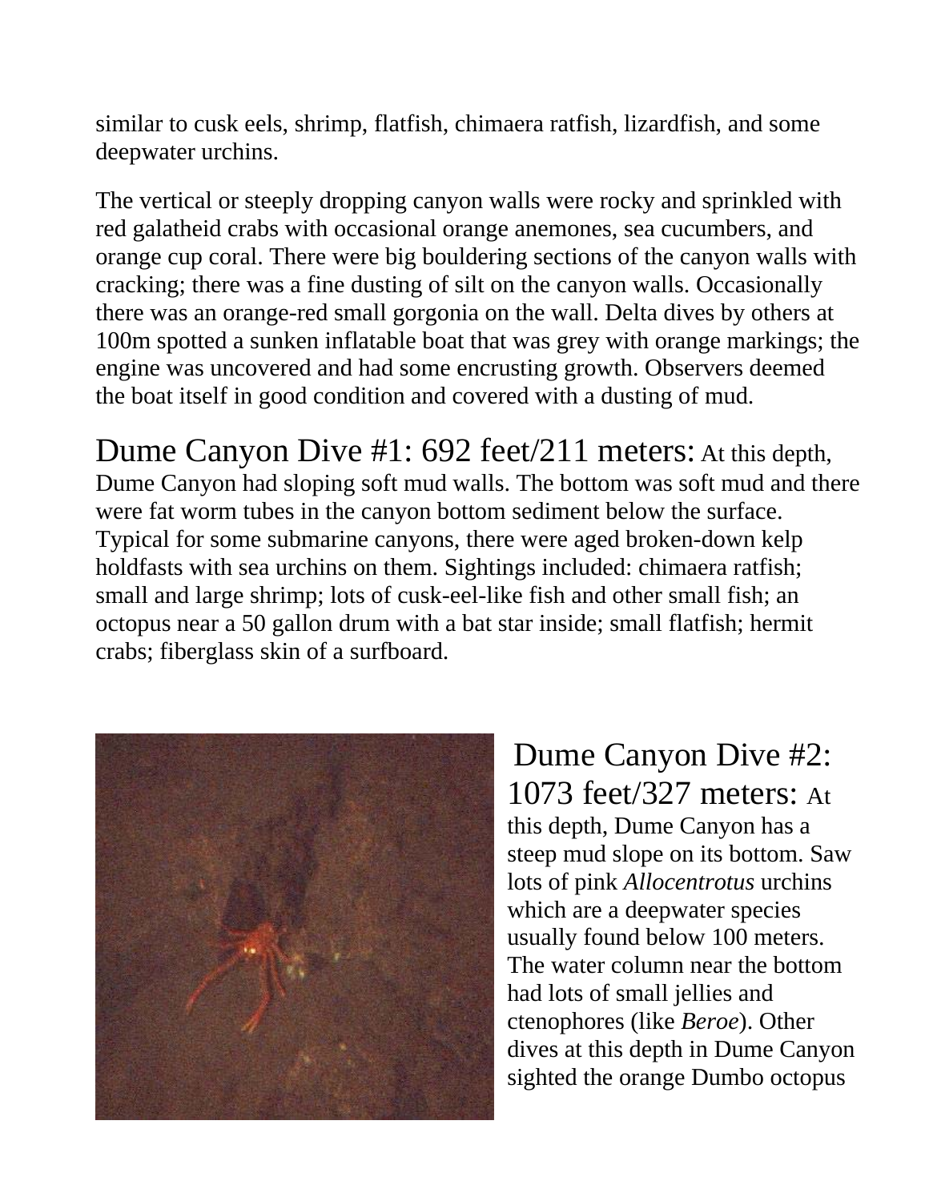similar to cusk eels, shrimp, flatfish, chimaera ratfish, lizardfish, and some deepwater urchins.

The vertical or steeply dropping canyon walls were rocky and sprinkled with red galatheid crabs with occasional orange anemones, sea cucumbers, and orange cup coral. There were big bouldering sections of the canyon walls with cracking; there was a fine dusting of silt on the canyon walls. Occasionally there was an orange-red small gorgonia on the wall. Delta dives by others at 100m spotted a sunken inflatable boat that was grey with orange markings; the engine was uncovered and had some encrusting growth. Observers deemed the boat itself in good condition and covered with a dusting of mud.

Dume Canyon Dive #1: 692 feet/211 meters: At this depth, Dume Canyon had sloping soft mud walls. The bottom was soft mud and there were fat worm tubes in the canyon bottom sediment below the surface. Typical for some submarine canyons, there were aged broken-down kelp holdfasts with sea urchins on them. Sightings included: chimaera ratfish; small and large shrimp; lots of cusk-eel-like fish and other small fish; an octopus near a 50 gallon drum with a bat star inside; small flatfish; hermit crabs; fiberglass skin of a surfboard.

Dume Canyon Dive #2: 1073 feet/327 meters: At this depth, Dume Canyon has a steep mud slope on its bottom. Saw lots of pink *Allocentrotus* urchins which are a deepwater species usually found below 100 meters. The water column near the bottom had lots of small jellies and ctenophores (like *Beroe*). Other dives at this depth in Dume Canyon sighted the orange Dumbo octopus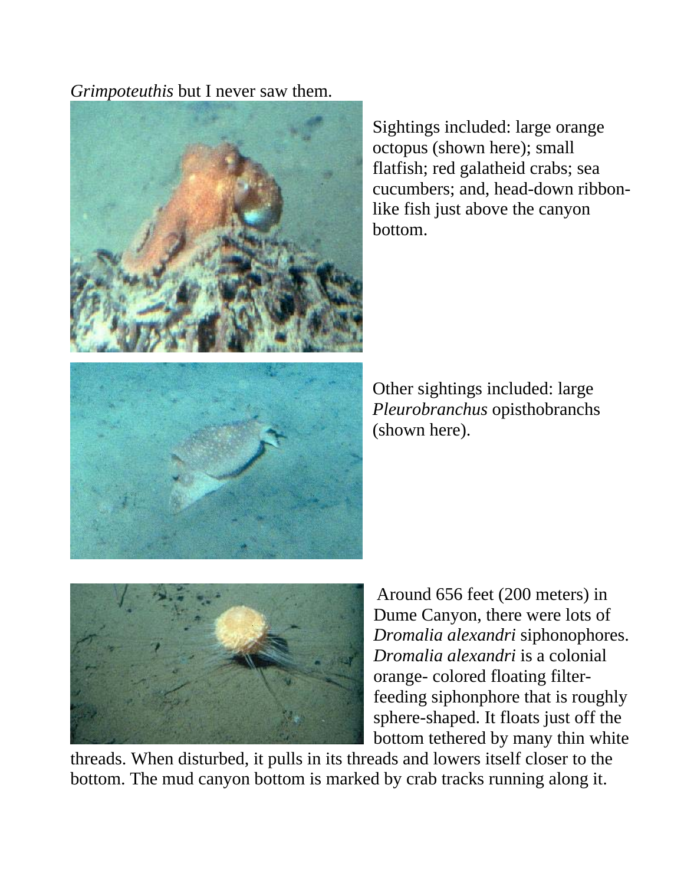*Grimpoteuthis* but I never saw them.

Sightings included: large orange octopus (shown here); small flatfish; red galatheid crabs; sea cucumbers; and, head-down ribbon-like fish just above the canyon bottom.

Other sightings included: large *Pleurobranchus* opisthobranchs (shown here).

Around 656 feet (200 meters) in Dume Canyon, there were lots of *Dromalia alexandri* siphonophores. *Dromalia alexandri* is a colonial orange- colored floating filter-feeding siphonphore that is roughly sphere-shaped. It floats just off the bottom tethered by many thin white threads. When disturbed, it pulls in its threads and lowers itself closer to the bottom. The mud canyon bottom is marked by crab tracks running along it.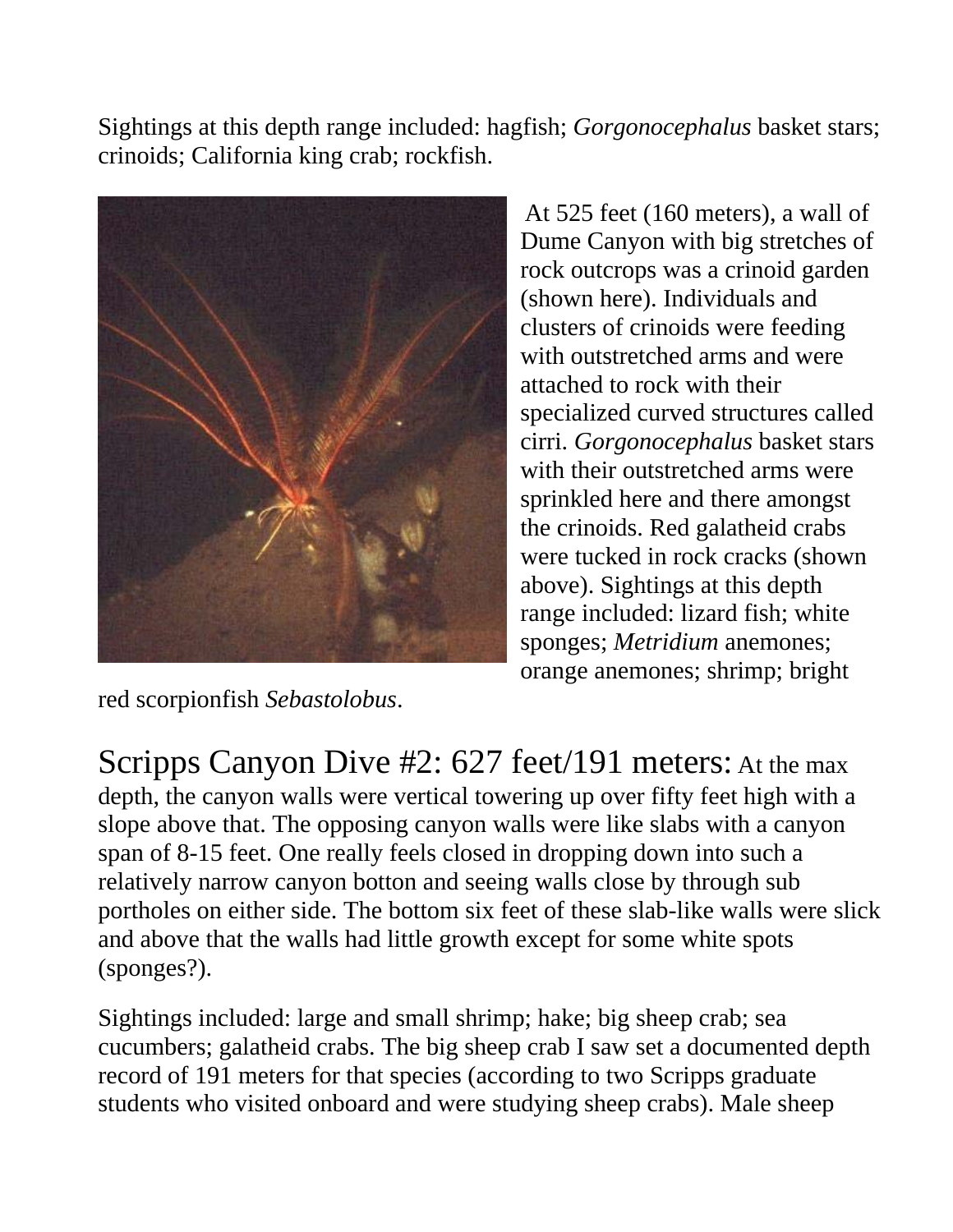Sightings at this depth range included: hagfish; *Gorgonocephalus* basket stars; crinoids; California king crab; rockfish.

At 525 feet (160 meters), a wall of Dume Canyon with big stretches of rock outcrops was a crinoid garden (shown here). Individuals and clusters of crinoids were feeding with outstretched arms and were attached to rock with their specialized curved structures called cirri. *Gorgonocephalus* basket stars with their outstretched arms were sprinkled here and there amongst the crinoids. Red galatheid crabs were tucked in rock cracks (shown above). Sightings at this depth range included: lizard fish; white sponges; *Metridium* anemones; orange anemones; shrimp; bright red scorpionfish *Sebastolobus*.

**Scripps Canyon Dive #2: 627 feet/191 meters:** At the max depth, the canyon walls were vertical towering up over fifty feet high with a slope above that. The opposing canyon walls were like slabs with a canyon span of 8-15 feet. One really feels closed in dropping down into such a relatively narrow canyon botton and seeing walls close by through sub portholes on either side. The bottom six feet of these slab-like walls were slick and above that the walls had little growth except for some white spots (sponges?).

Sightings included: large and small shrimp; hake; big sheep crab; sea cucumbers; galatheid crabs. The big sheep crab I saw set a documented depth record of 191 meters for that species (according to two Scripps graduate students who visited onboard and were studying sheep crabs). Male sheep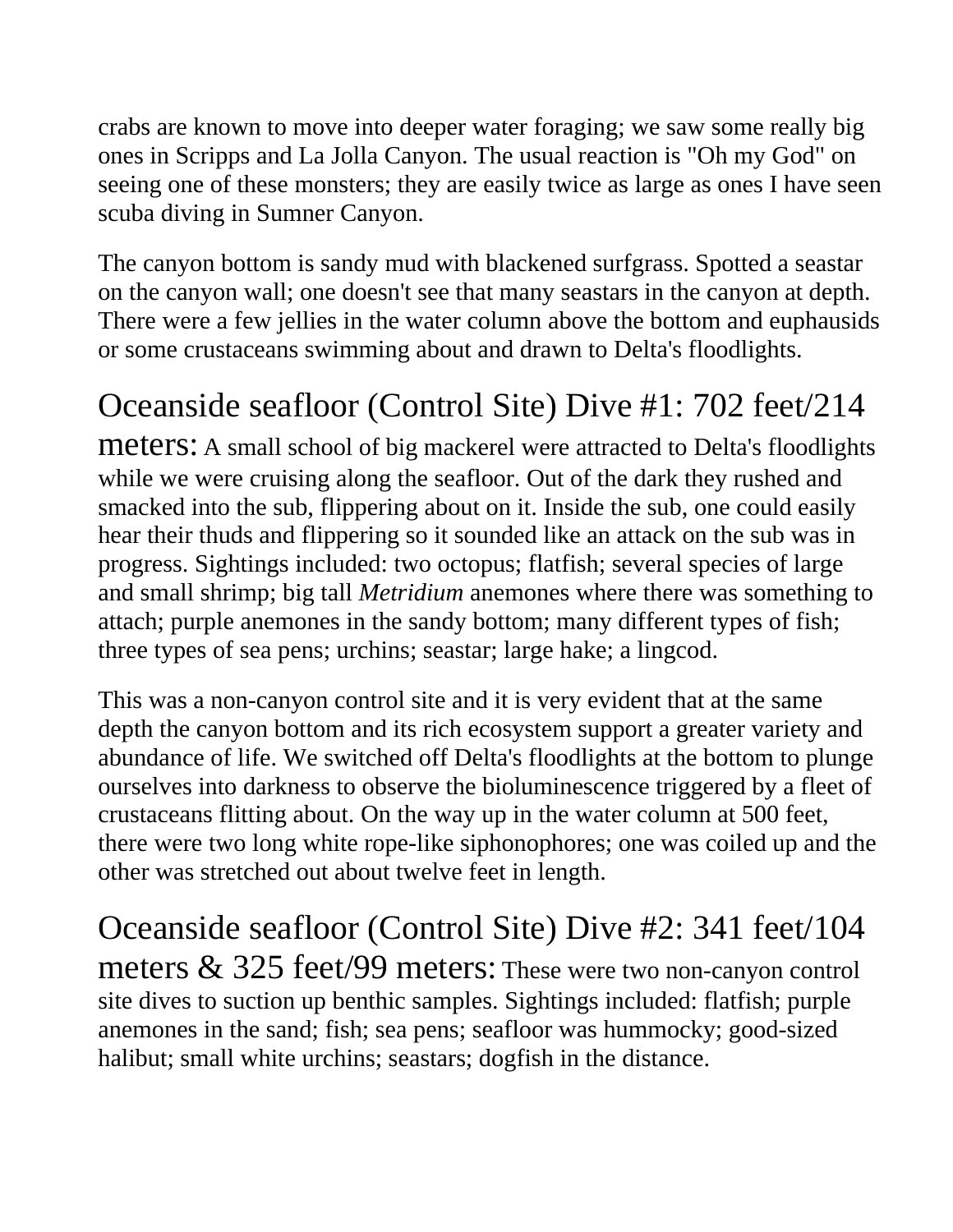crabs are known to move into deeper water foraging; we saw some really big ones in Scripps and La Jolla Canyon. The usual reaction is "Oh my God" on seeing one of these monsters; they are easily twice as large as ones I have seen scuba diving in Sumner Canyon.

The canyon bottom is sandy mud with blackened surfgrass. Spotted a seastar on the canyon wall; one doesn't see that many seastars in the canyon at depth. There were a few jellies in the water column above the bottom and euphausids or some crustaceans swimming about and drawn to Delta's floodlights.

## Oceanside seafloor (Control Site) Dive #1: 702 feet/214 meters:

A small school of big mackerel were attracted to Delta's floodlights while we were cruising along the seafloor. Out of the dark they rushed and smacked into the sub, flippering about on it. Inside the sub, one could easily hear their thuds and flippering so it sounded like an attack on the sub was in progress. Sightings included: two octopus; flatfish; several species of large and small shrimp; big tall *Metridium* anemones where there was something to attach; purple anemones in the sandy bottom; many different types of fish; three types of sea pens; urchins; seastar; large hake; a lingcod.

This was a non-canyon control site and it is very evident that at the same depth the canyon bottom and its rich ecosystem support a greater variety and abundance of life. We switched off Delta's floodlights at the bottom to plunge ourselves into darkness to observe the bioluminescence triggered by a fleet of crustaceans flitting about. On the way up in the water column at 500 feet, there were two long white rope-like siphonophores; one was coiled up and the other was stretched out about twelve feet in length.

## Oceanside seafloor (Control Site) Dive #2: 341 feet/104 meters & 325 feet/99 meters:

These were two non-canyon control site dives to suction up benthic samples. Sightings included: flatfish; purple anemones in the sand; fish; sea pens; seafloor was hummocky; good-sized halibut; small white urchins; seastars; dogfish in the distance.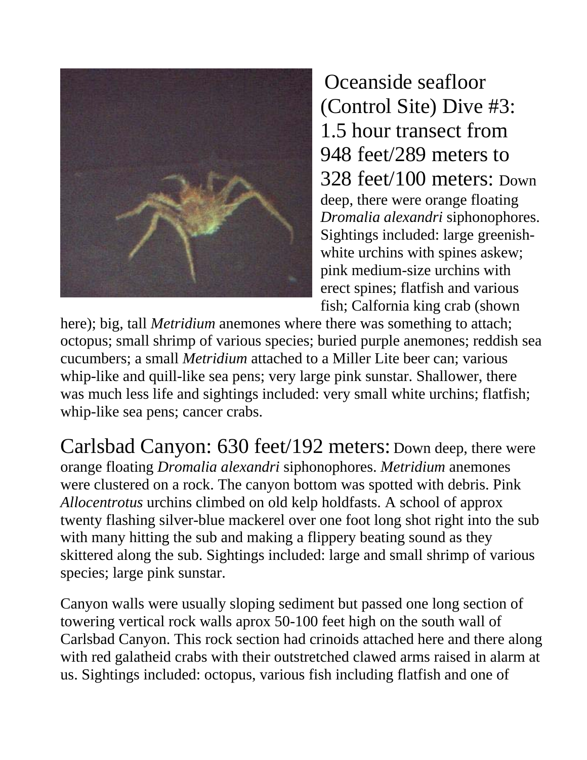Oceanside seafloor (Control Site) Dive #3: 1.5 hour transect from 948 feet/289 meters to 328 feet/100 meters: Down deep, there were orange floating *Dromalia alexandri* siphonophores. Sightings included: large greenish-white urchins with spines askew; pink medium-size urchins with erect spines; flatfish and various fish; Calfornia king crab (shown here); big, tall *Metridium* anemones where there was something to attach; octopus; small shrimp of various species; buried purple anemones; reddish sea cucumbers; a small *Metridium* attached to a Miller Lite beer can; various whip-like and quill-like sea pens; very large pink sunstar. Shallower, there was much less life and sightings included: very small white urchins; flatfish; whip-like sea pens; cancer crabs.

Carlsbad Canyon: 630 feet/192 meters: Down deep, there were orange floating *Dromalia alexandri* siphonophores. *Metridium* anemones were clustered on a rock. The canyon bottom was spotted with debris. Pink *Allocentrotus* urchins climbed on old kelp holdfasts. A school of approx twenty flashing silver-blue mackerel over one foot long shot right into the sub with many hitting the sub and making a flippery beating sound as they skittered along the sub. Sightings included: large and small shrimp of various species; large pink sunstar.

Canyon walls were usually sloping sediment but passed one long section of towering vertical rock walls aprox 50-100 feet high on the south wall of Carlsbad Canyon. This rock section had crinoids attached here and there along with red galatheid crabs with their outstretched clawed arms raised in alarm at us. Sightings included: octopus, various fish including flatfish and one of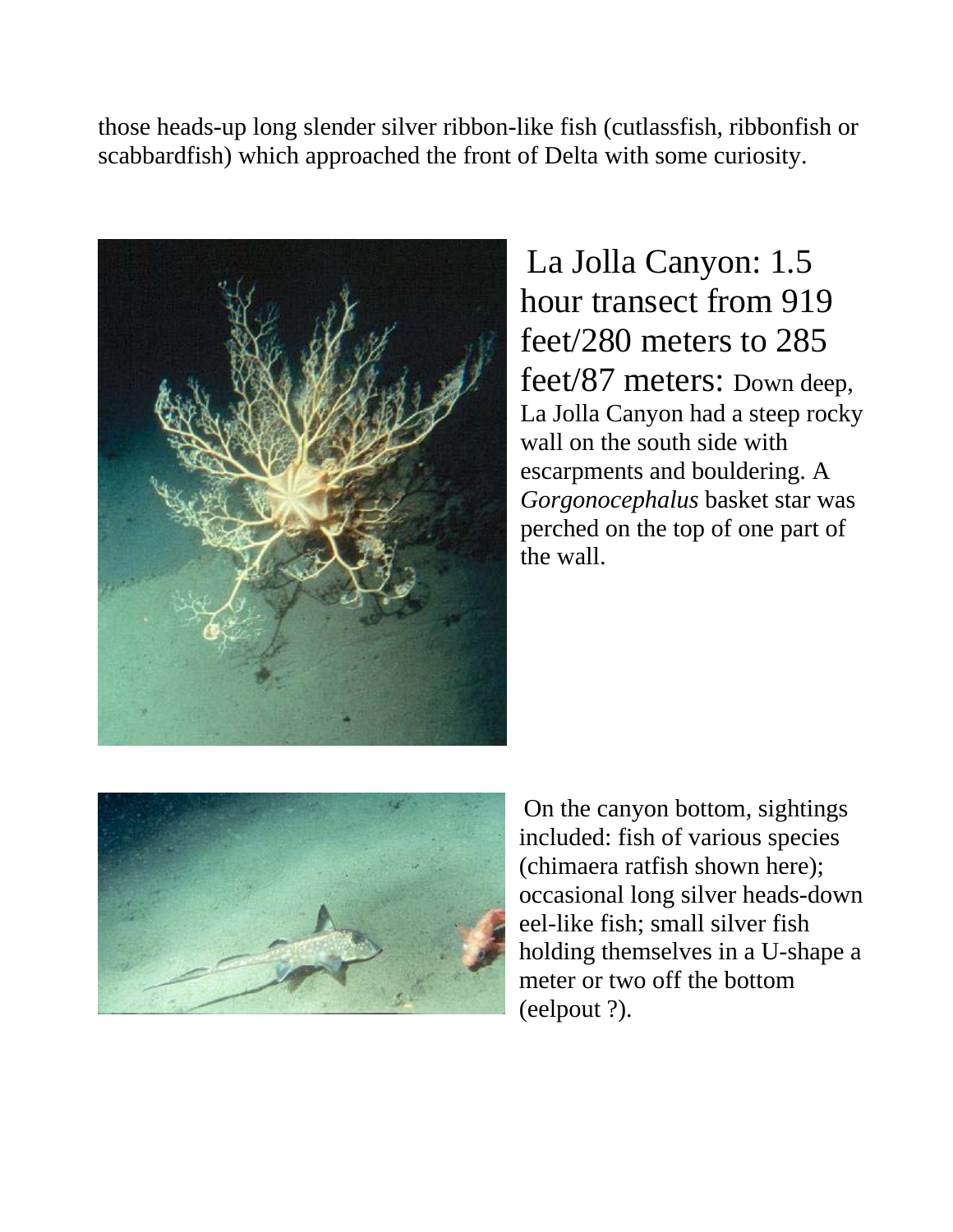those heads-up long slender silver ribbon-like fish (cutlassfish, ribbonfish or scabbardfish) which approached the front of Delta with some curiosity.

La Jolla Canyon: 1.5 hour transect from 919 feet/280 meters to 285 feet/87 meters: Down deep, La Jolla Canyon had a steep rocky wall on the south side with escarpments and bouldering. A *Gorgonocephalus* basket star was perched on the top of one part of the wall.

On the canyon bottom, sightings included: fish of various species (chimaera ratfish shown here); occasional long silver heads-down eel-like fish; small silver fish holding themselves in a U-shape a meter or two off the bottom (eelpout ?).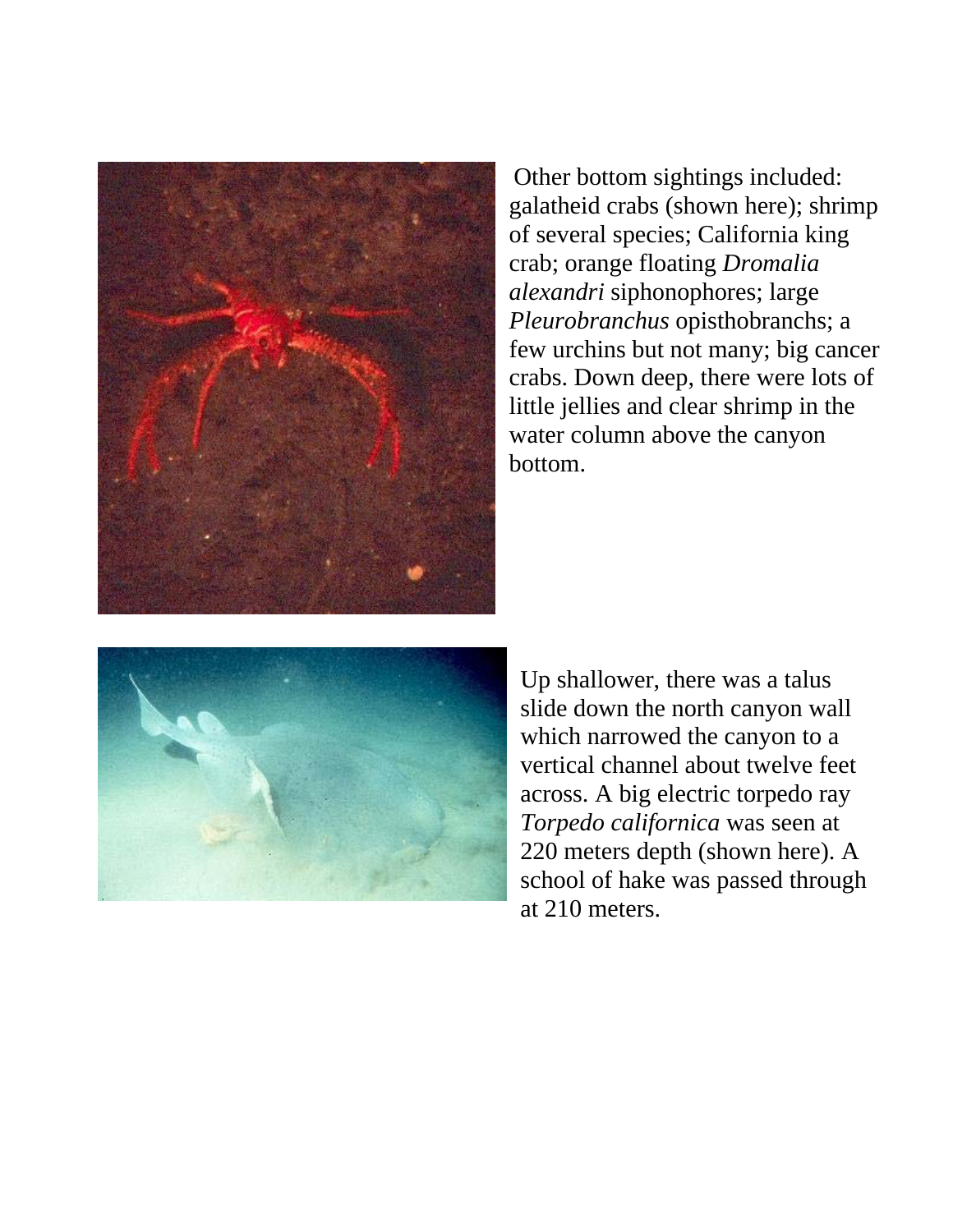Other bottom sightings included: galatheid crabs (shown here); shrimp of several species; California king crab; orange floating *Dromalia alexandri* siphonophores; large *Pleurobranchus* opisthobranchs; a few urchins but not many; big cancer crabs. Down deep, there were lots of little jellies and clear shrimp in the water column above the canyon bottom.

Up shallower, there was a talus slide down the north canyon wall which narrowed the canyon to a vertical channel about twelve feet across. A big electric torpedo ray *Torpedo californica* was seen at 220 meters depth (shown here). A school of hake was passed through at 210 meters.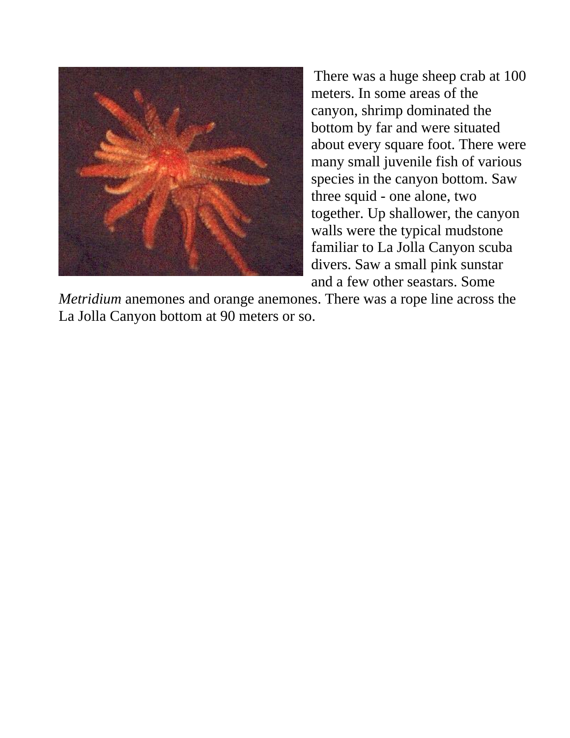There was a huge sheep crab at 100 meters. In some areas of the canyon, shrimp dominated the bottom by far and were situated about every square foot. There were many small juvenile fish of various species in the canyon bottom. Saw three squid - one alone, two together. Up shallower, the canyon walls were the typical mudstone familiar to La Jolla Canyon scuba divers. Saw a small pink sunstar and a few other seastars. Some *Metridium* anemones and orange anemones. There was a rope line across the La Jolla Canyon bottom at 90 meters or so.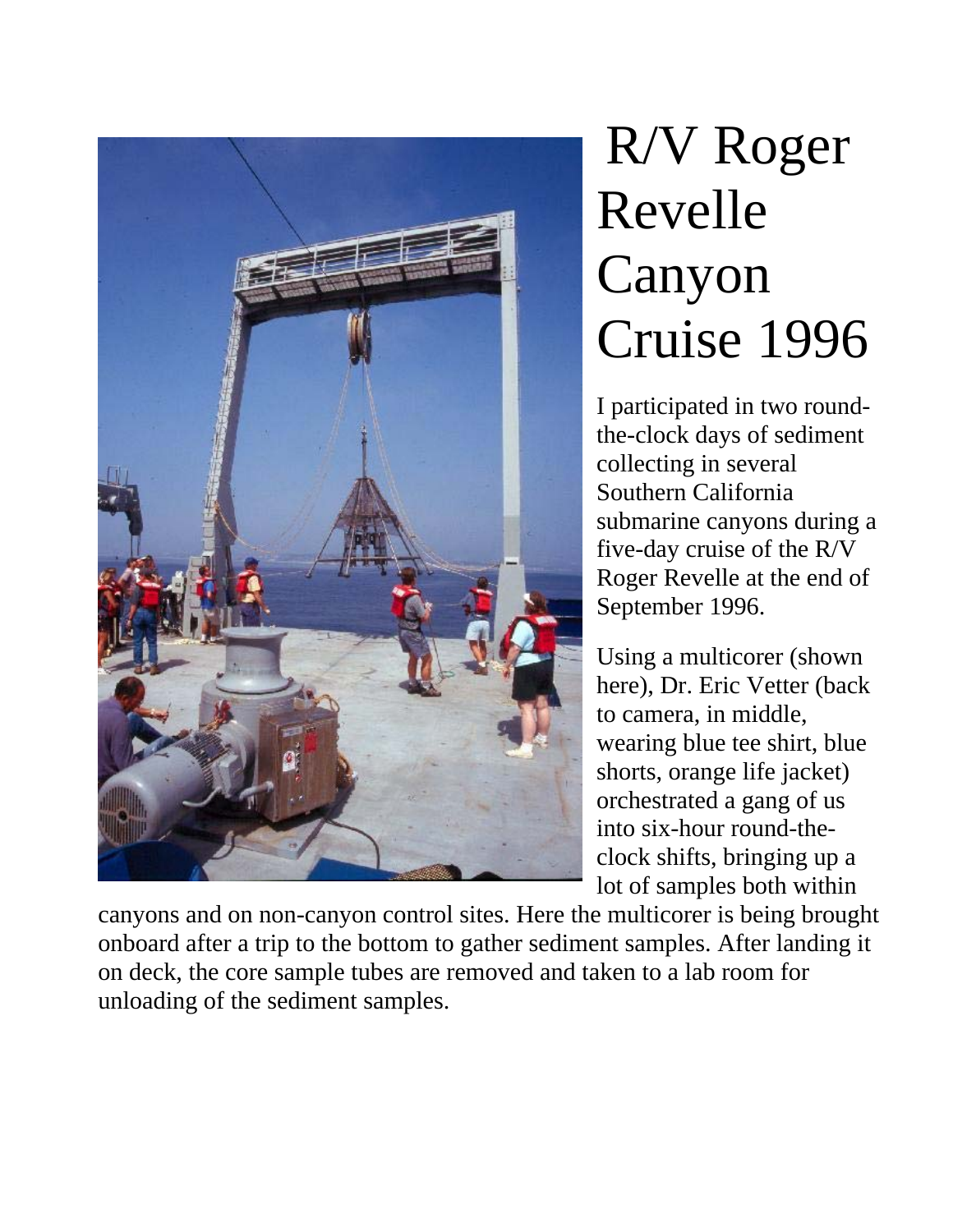# R/V Roger Revelle Canyon Cruise 1996

I participated in two round-the-clock days of sediment collecting in several Southern California submarine canyons during a five-day cruise of the R/V Roger Revelle at the end of September 1996.

Using a multicorer (shown here), Dr. Eric Vetter (back to camera, in middle, wearing blue tee shirt, blue shorts, orange life jacket) orchestrated a gang of us into six-hour round-the-clock shifts, bringing up a lot of samples both within canyons and on non-canyon control sites. Here the multicorer is being brought onboard after a trip to the bottom to gather sediment samples. After landing it on deck, the core sample tubes are removed and taken to a lab room for unloading of the sediment samples.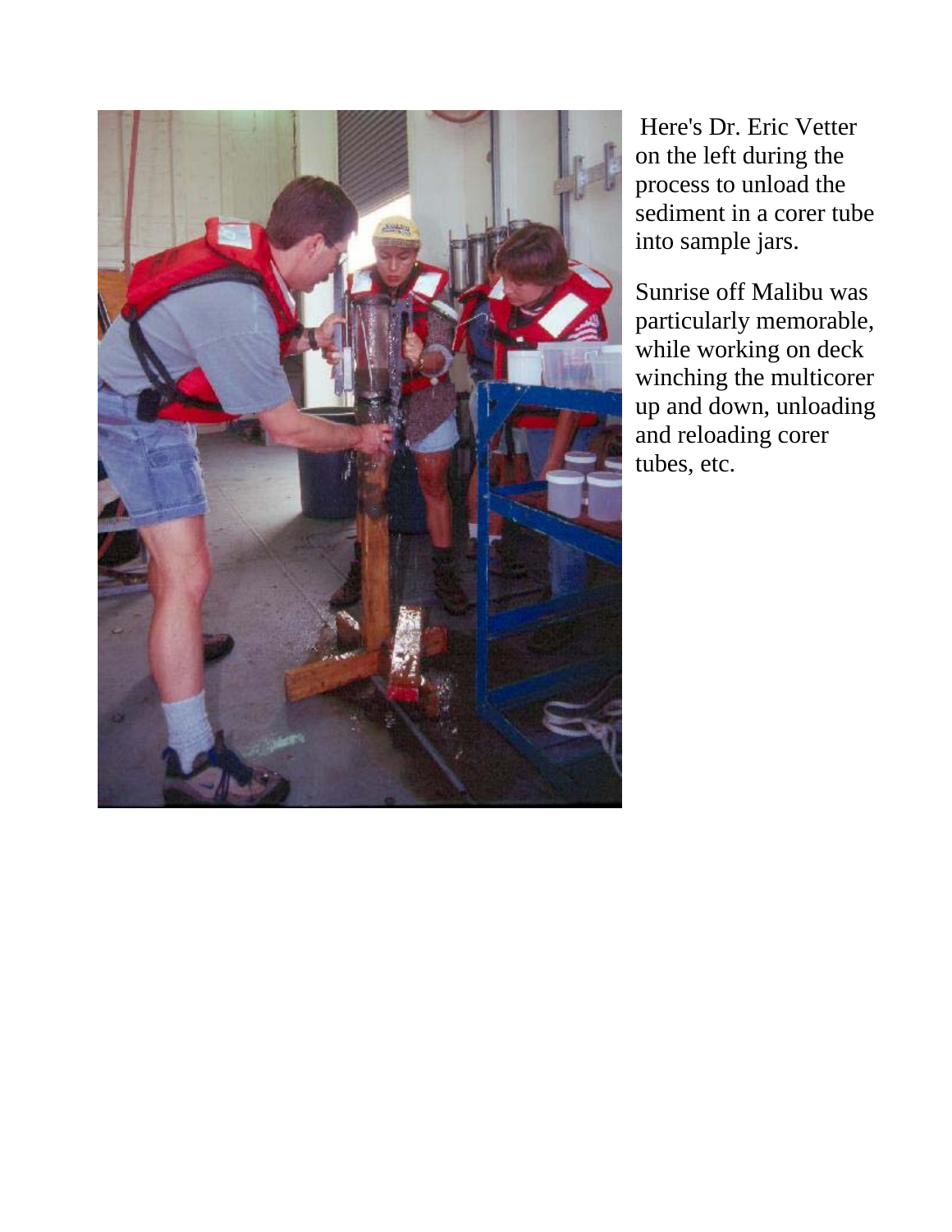Here's Dr. Eric Vetter on the left during the process to unload the sediment in a corer tube into sample jars.

Sunrise off Malibu was particularly memorable, while working on deck winching the multicorer up and down, unloading and reloading corer tubes, etc.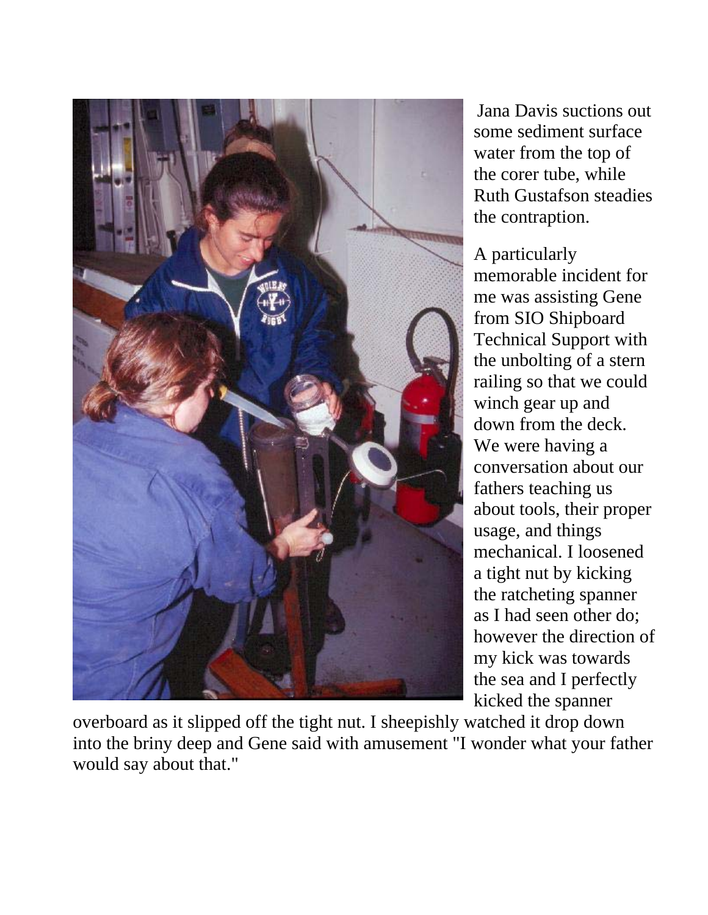Jana Davis suctions out some sediment surface water from the top of the corer tube, while Ruth Gustafson steadies the contraption.

A particularly memorable incident for me was assisting Gene from SIO Shipboard Technical Support with the unbolting of a stern railing so that we could winch gear up and down from the deck. We were having a conversation about our fathers teaching us about tools, their proper usage, and things mechanical. I loosened a tight nut by kicking the ratcheting spanner as I had seen other do; however the direction of my kick was towards the sea and I perfectly kicked the spanner overboard as it slipped off the tight nut. I sheepishly watched it drop down into the briny deep and Gene said with amusement "I wonder what your father would say about that."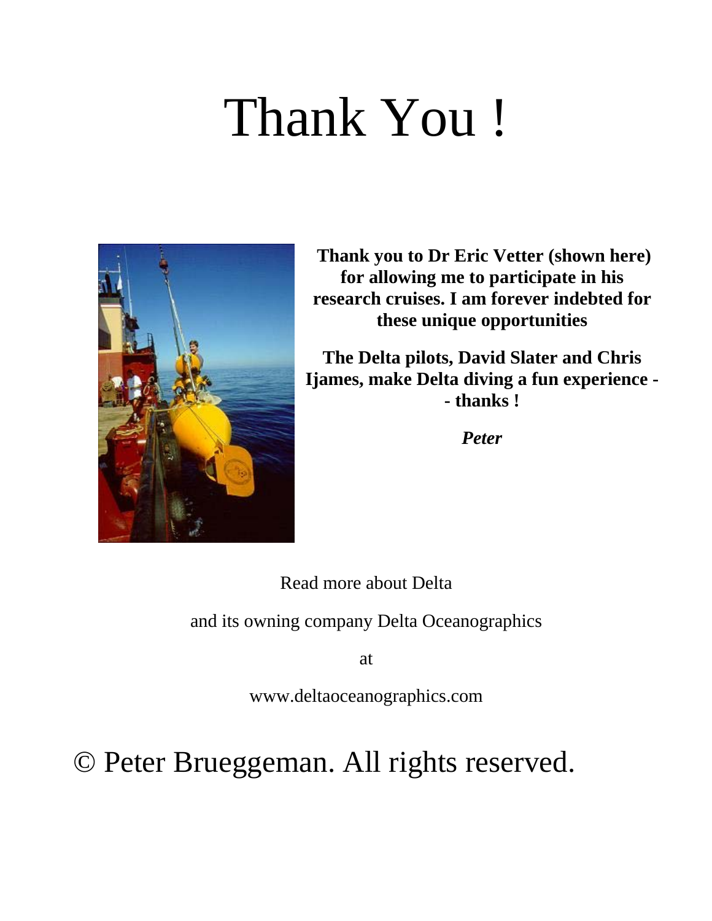# Thank You !

**Thank you to Dr Eric Vetter (shown here) for allowing me to participate in his research cruises. I am forever indebted for these unique opportunities**

**The Delta pilots, David Slater and Chris Ijames, make Delta diving a fun experience -- thanks !**

***Peter***

Read more about Delta

and its owning company Delta Oceanographics

at

www.deltaoceanographics.com

© Peter Brueggeman. All rights reserved.